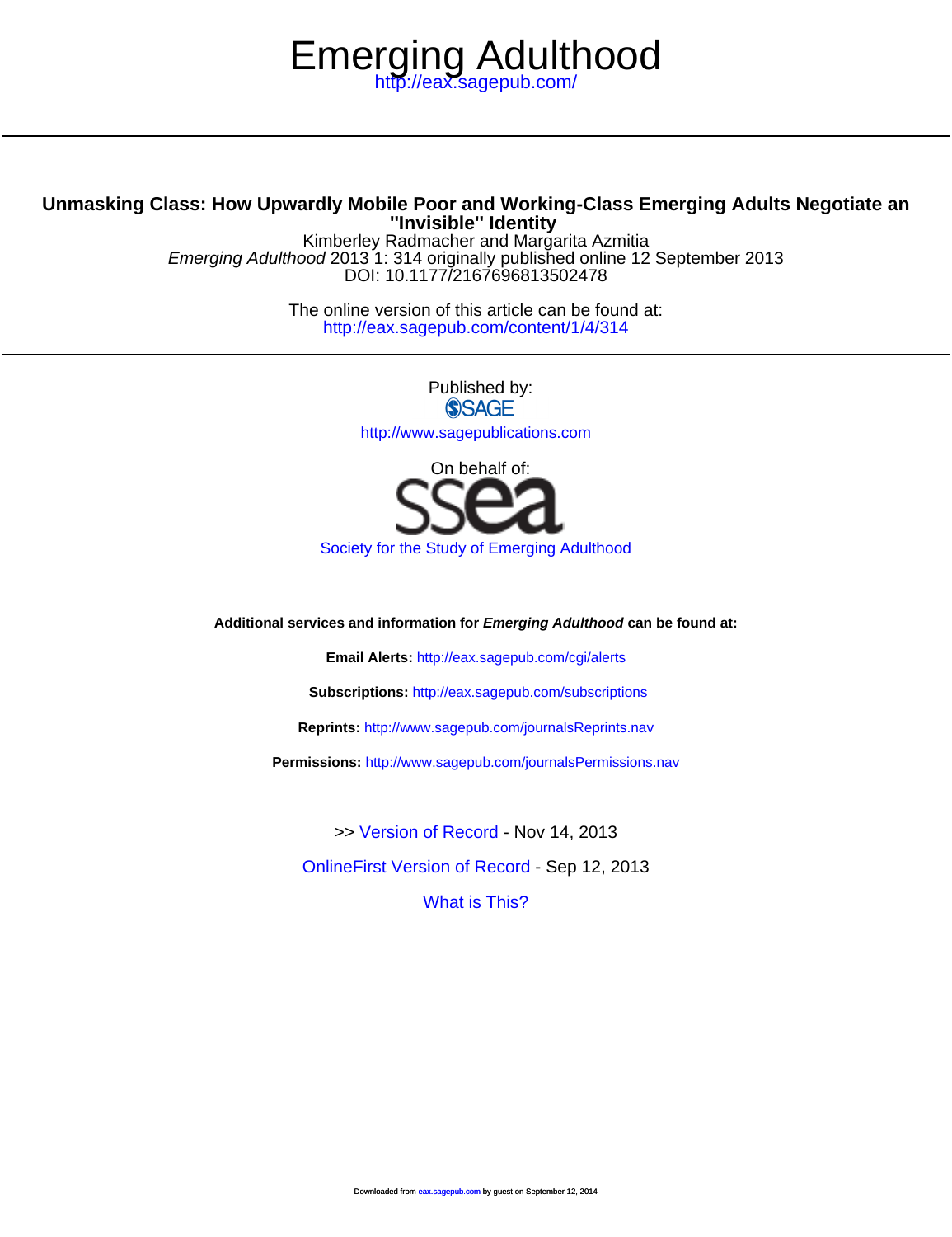# Emerging Adulthood

http://eax.sagepub.com/

## Unmasking Class: How Upwardly Mobile Poor and Working-Class Emerging Adults Negotiate an "Invisible" Identity

Kimberley Radmacher and Margarita Azmitia

*Emerging Adulthood* 2013 1: 314 originally published online 12 September 2013

DOI: 10.1177/2167696813502478

The online version of this article can be found at:

http://eax.sagepub.com/content/1/4/314

Published by:

SAGE

http://www.sagepublications.com

On behalf of:

ssea

Society for the Study of Emerging Adulthood

**Additional services and information for *Emerging Adulthood* can be found at:**

**Email Alerts:** http://eax.sagepub.com/cgi/alerts

**Subscriptions:** http://eax.sagepub.com/subscriptions

**Reprints:** http://www.sagepub.com/journalsReprints.nav

**Permissions:** http://www.sagepub.com/journalsPermissions.nav

>> Version of Record - Nov 14, 2013

OnlineFirst Version of Record - Sep 12, 2013

What is This?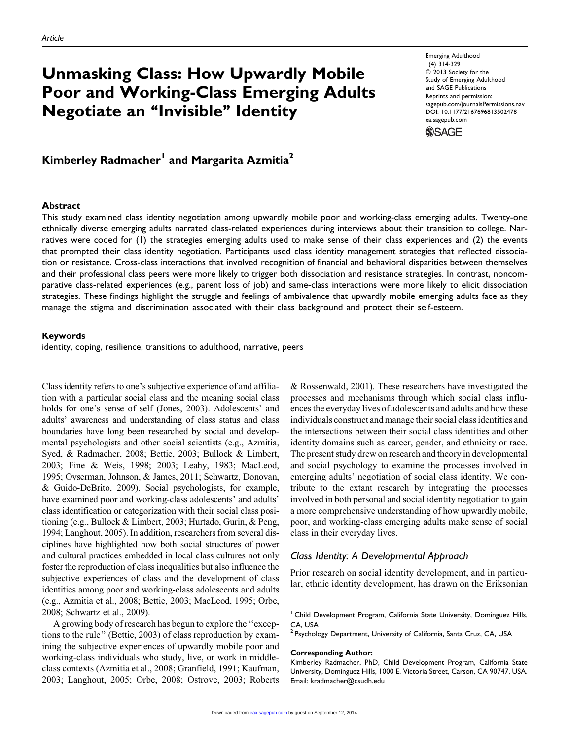# Unmasking Class: How Upwardly Mobile Poor and Working-Class Emerging Adults Negotiate an "Invisible" Identity

**Kimberley Radmacher[1] and Margarita Azmitia[2]**

## Abstract

This study examined class identity negotiation among upwardly mobile poor and working-class emerging adults. Twenty-one ethnically diverse emerging adults narrated class-related experiences during interviews about their transition to college. Narratives were coded for (1) the strategies emerging adults used to make sense of their class experiences and (2) the events that prompted their class identity negotiation. Participants used class identity management strategies that reflected dissociation or resistance. Cross-class interactions that involved recognition of financial and behavioral disparities between themselves and their professional class peers were more likely to trigger both dissociation and resistance strategies. In contrast, noncomparative class-related experiences (e.g., parent loss of job) and same-class interactions were more likely to elicit dissociation strategies. These findings highlight the struggle and feelings of ambivalence that upwardly mobile emerging adults face as they manage the stigma and discrimination associated with their class background and protect their self-esteem.

## Keywords

identity, coping, resilience, transitions to adulthood, narrative, peers

Class identity refers to one's subjective experience of and affiliation with a particular social class and the meaning social class holds for one's sense of self (Jones, 2003). Adolescents' and adults' awareness and understanding of class status and class boundaries have long been researched by social and developmental psychologists and other social scientists (e.g., Azmitia, Syed, & Radmacher, 2008; Bettie, 2003; Bullock & Limbert, 2003; Fine & Weis, 1998; 2003; Leahy, 1983; MacLeod, 1995; Oyserman, Johnson, & James, 2011; Schwartz, Donovan, & Guido-DeBrito, 2009). Social psychologists, for example, have examined poor and working-class adolescents' and adults' class identification or categorization with their social class positioning (e.g., Bullock & Limbert, 2003; Hurtado, Gurin, & Peng, 1994; Langhout, 2005). In addition, researchers from several disciplines have highlighted how both social structures of power and cultural practices embedded in local class cultures not only foster the reproduction of class inequalities but also influence the subjective experiences of class and the development of class identities among poor and working-class adolescents and adults (e.g., Azmitia et al., 2008; Bettie, 2003; MacLeod, 1995; Orbe, 2008; Schwartz et al., 2009).

A growing body of research has begun to explore the "exceptions to the rule" (Bettie, 2003) of class reproduction by examining the subjective experiences of upwardly mobile poor and working-class individuals who study, live, or work in middle-class contexts (Azmitia et al., 2008; Granfield, 1991; Kaufman, 2003; Langhout, 2005; Orbe, 2008; Ostrove, 2003; Roberts & Rossenwald, 2001). These researchers have investigated the processes and mechanisms through which social class influences the everyday lives of adolescents and adults and how these individuals construct and manage their social class identities and the intersections between their social class identities and other identity domains such as career, gender, and ethnicity or race. The present study drew on research and theory in developmental and social psychology to examine the processes involved in emerging adults' negotiation of social class identity. We contribute to the extant research by integrating the processes involved in both personal and social identity negotiation to gain a more comprehensive understanding of how upwardly mobile, poor, and working-class emerging adults make sense of social class in their everyday lives.

### Class Identity: A Developmental Approach

Prior research on social identity development, and in particular, ethnic identity development, has drawn on the Eriksonian

[1] Child Development Program, California State University, Dominguez Hills, CA, USA

[2] Psychology Department, University of California, Santa Cruz, CA, USA

**Corresponding Author:**
Kimberley Radmacher, PhD, Child Development Program, California State University, Dominguez Hills, 1000 E. Victoria Street, Carson, CA 90747, USA.
Email: kradmacher@csudh.edu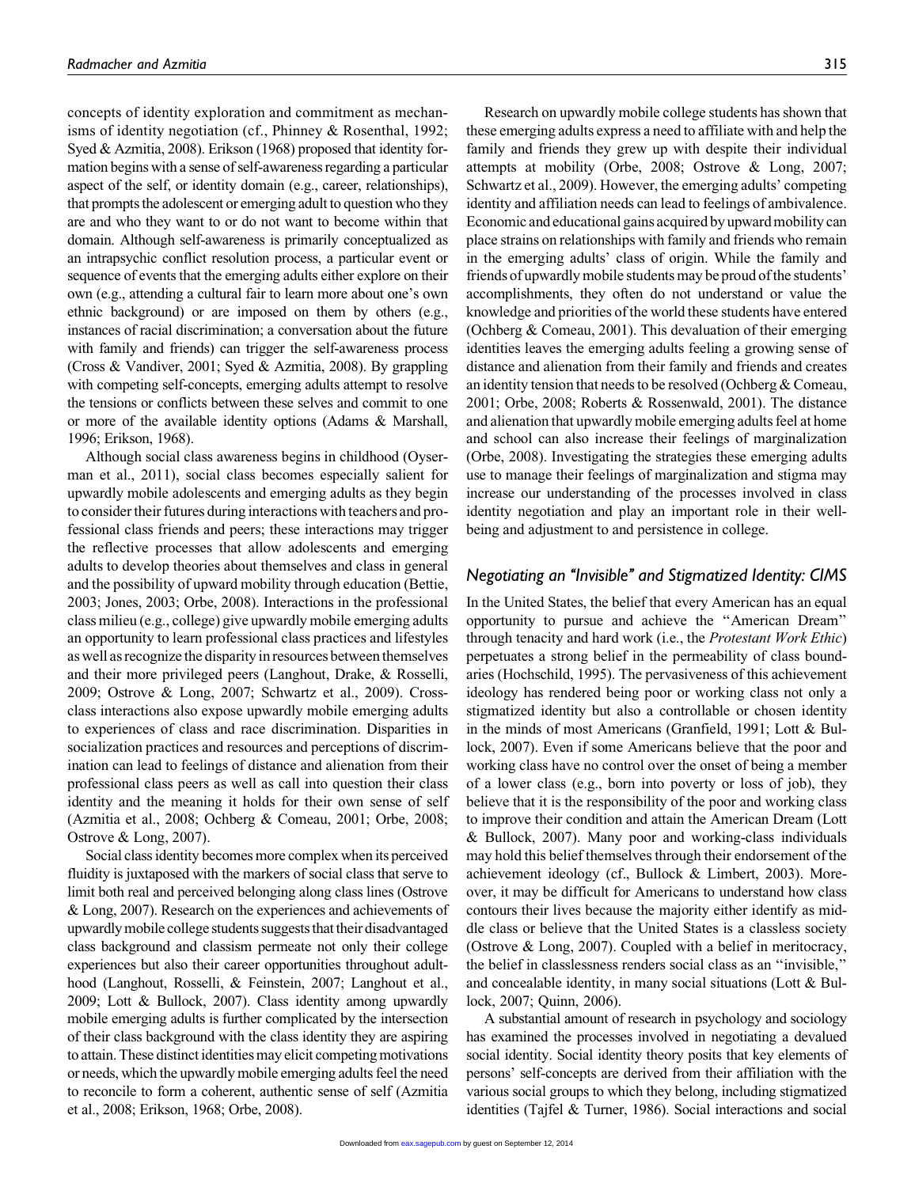concepts of identity exploration and commitment as mechanisms of identity negotiation (cf., Phinney & Rosenthal, 1992; Syed & Azmitia, 2008). Erikson (1968) proposed that identity formation begins with a sense of self-awareness regarding a particular aspect of the self, or identity domain (e.g., career, relationships), that prompts the adolescent or emerging adult to question who they are and who they want to or do not want to become within that domain. Although self-awareness is primarily conceptualized as an intrapsychic conflict resolution process, a particular event or sequence of events that the emerging adults either explore on their own (e.g., attending a cultural fair to learn more about one's own ethnic background) or are imposed on them by others (e.g., instances of racial discrimination; a conversation about the future with family and friends) can trigger the self-awareness process (Cross & Vandiver, 2001; Syed & Azmitia, 2008). By grappling with competing self-concepts, emerging adults attempt to resolve the tensions or conflicts between these selves and commit to one or more of the available identity options (Adams & Marshall, 1996; Erikson, 1968).

Although social class awareness begins in childhood (Oyserman et al., 2011), social class becomes especially salient for upwardly mobile adolescents and emerging adults as they begin to consider their futures during interactions with teachers and professional class friends and peers; these interactions may trigger the reflective processes that allow adolescents and emerging adults to develop theories about themselves and class in general and the possibility of upward mobility through education (Bettie, 2003; Jones, 2003; Orbe, 2008). Interactions in the professional class milieu (e.g., college) give upwardly mobile emerging adults an opportunity to learn professional class practices and lifestyles as well as recognize the disparity in resources between themselves and their more privileged peers (Langhout, Drake, & Rosselli, 2009; Ostrove & Long, 2007; Schwartz et al., 2009). Cross-class interactions also expose upwardly mobile emerging adults to experiences of class and race discrimination. Disparities in socialization practices and resources and perceptions of discrimination can lead to feelings of distance and alienation from their professional class peers as well as call into question their class identity and the meaning it holds for their own sense of self (Azmitia et al., 2008; Ochberg & Comeau, 2001; Orbe, 2008; Ostrove & Long, 2007).

Social class identity becomes more complex when its perceived fluidity is juxtaposed with the markers of social class that serve to limit both real and perceived belonging along class lines (Ostrove & Long, 2007). Research on the experiences and achievements of upwardly mobile college students suggests that their disadvantaged class background and classism permeate not only their college experiences but also their career opportunities throughout adulthood (Langhout, Rosselli, & Feinstein, 2007; Langhout et al., 2009; Lott & Bullock, 2007). Class identity among upwardly mobile emerging adults is further complicated by the intersection of their class background with the class identity they are aspiring to attain. These distinct identities may elicit competing motivations or needs, which the upwardly mobile emerging adults feel the need to reconcile to form a coherent, authentic sense of self (Azmitia et al., 2008; Erikson, 1968; Orbe, 2008).

Research on upwardly mobile college students has shown that these emerging adults express a need to affiliate with and help the family and friends they grew up with despite their individual attempts at mobility (Orbe, 2008; Ostrove & Long, 2007; Schwartz et al., 2009). However, the emerging adults' competing identity and affiliation needs can lead to feelings of ambivalence. Economic and educational gains acquired by upward mobility can place strains on relationships with family and friends who remain in the emerging adults' class of origin. While the family and friends of upwardly mobile students may be proud of the students' accomplishments, they often do not understand or value the knowledge and priorities of the world these students have entered (Ochberg & Comeau, 2001). This devaluation of their emerging identities leaves the emerging adults feeling a growing sense of distance and alienation from their family and friends and creates an identity tension that needs to be resolved (Ochberg & Comeau, 2001; Orbe, 2008; Roberts & Rossenwald, 2001). The distance and alienation that upwardly mobile emerging adults feel at home and school can also increase their feelings of marginalization (Orbe, 2008). Investigating the strategies these emerging adults use to manage their feelings of marginalization and stigma may increase our understanding of the processes involved in class identity negotiation and play an important role in their well-being and adjustment to and persistence in college.

## Negotiating an "Invisible" and Stigmatized Identity: CIMS

In the United States, the belief that every American has an equal opportunity to pursue and achieve the "American Dream" through tenacity and hard work (i.e., the *Protestant Work Ethic*) perpetuates a strong belief in the permeability of class boundaries (Hochschild, 1995). The pervasiveness of this achievement ideology has rendered being poor or working class not only a stigmatized identity but also a controllable or chosen identity in the minds of most Americans (Granfield, 1991; Lott & Bullock, 2007). Even if some Americans believe that the poor and working class have no control over the onset of being a member of a lower class (e.g., born into poverty or loss of job), they believe that it is the responsibility of the poor and working class to improve their condition and attain the American Dream (Lott & Bullock, 2007). Many poor and working-class individuals may hold this belief themselves through their endorsement of the achievement ideology (cf., Bullock & Limbert, 2003). Moreover, it may be difficult for Americans to understand how class contours their lives because the majority either identify as middle class or believe that the United States is a classless society (Ostrove & Long, 2007). Coupled with a belief in meritocracy, the belief in classlessness renders social class as an "invisible," and concealable identity, in many social situations (Lott & Bullock, 2007; Quinn, 2006).

A substantial amount of research in psychology and sociology has examined the processes involved in negotiating a devalued social identity. Social identity theory posits that key elements of persons' self-concepts are derived from their affiliation with the various social groups to which they belong, including stigmatized identities (Tajfel & Turner, 1986). Social interactions and social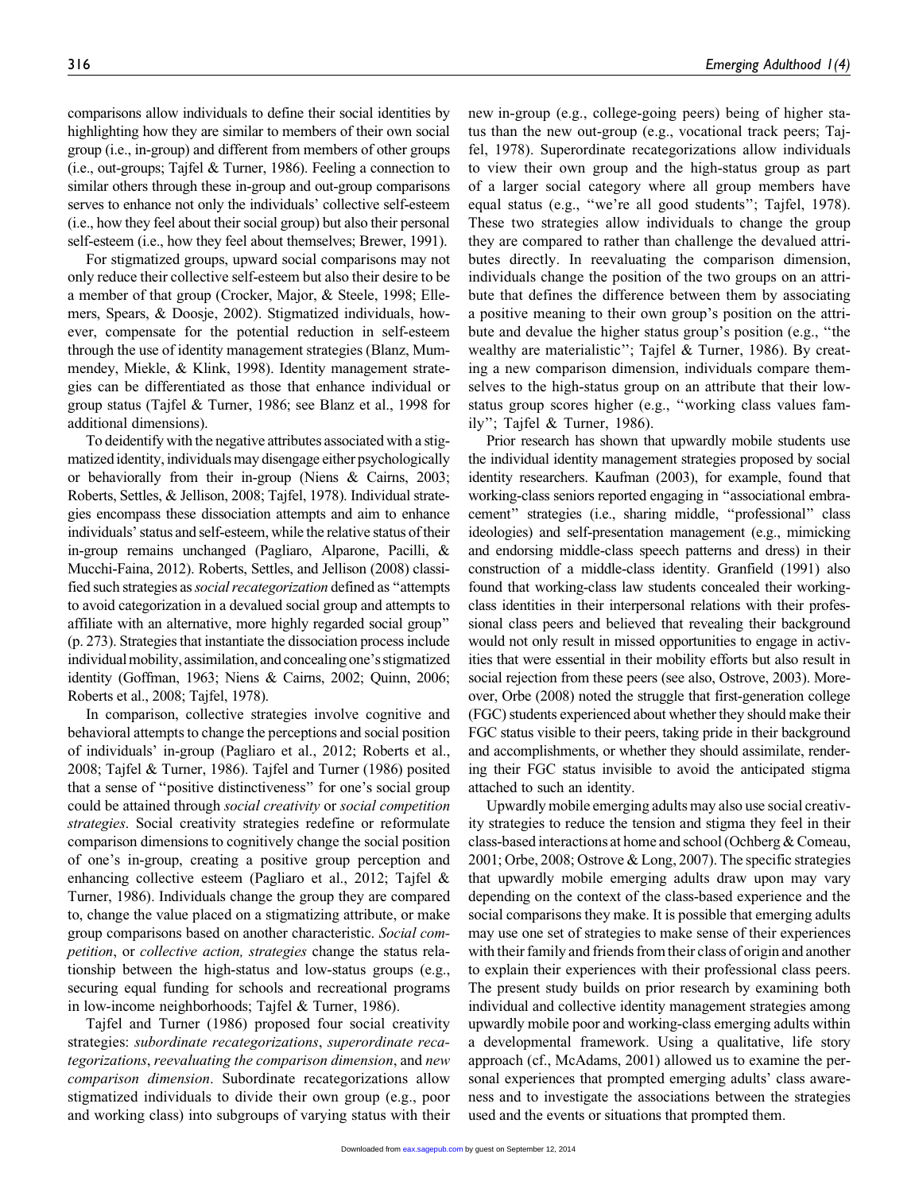comparisons allow individuals to define their social identities by highlighting how they are similar to members of their own social group (i.e., in-group) and different from members of other groups (i.e., out-groups; Tajfel & Turner, 1986). Feeling a connection to similar others through these in-group and out-group comparisons serves to enhance not only the individuals' collective self-esteem (i.e., how they feel about their social group) but also their personal self-esteem (i.e., how they feel about themselves; Brewer, 1991).

For stigmatized groups, upward social comparisons may not only reduce their collective self-esteem but also their desire to be a member of that group (Crocker, Major, & Steele, 1998; Ellemers, Spears, & Doosje, 2002). Stigmatized individuals, however, compensate for the potential reduction in self-esteem through the use of identity management strategies (Blanz, Mummendey, Miekle, & Klink, 1998). Identity management strategies can be differentiated as those that enhance individual or group status (Tajfel & Turner, 1986; see Blanz et al., 1998 for additional dimensions).

To deidentify with the negative attributes associated with a stigmatized identity, individuals may disengage either psychologically or behaviorally from their in-group (Niens & Cairns, 2003; Roberts, Settles, & Jellison, 2008; Tajfel, 1978). Individual strategies encompass these dissociation attempts and aim to enhance individuals' status and self-esteem, while the relative status of their in-group remains unchanged (Pagliaro, Alparone, Pacilli, & Mucchi-Faina, 2012). Roberts, Settles, and Jellison (2008) classified such strategies as *social recategorization* defined as "attempts to avoid categorization in a devalued social group and attempts to affiliate with an alternative, more highly regarded social group" (p. 273). Strategies that instantiate the dissociation process include individual mobility, assimilation, and concealing one's stigmatized identity (Goffman, 1963; Niens & Cairns, 2002; Quinn, 2006; Roberts et al., 2008; Tajfel, 1978).

In comparison, collective strategies involve cognitive and behavioral attempts to change the perceptions and social position of individuals' in-group (Pagliaro et al., 2012; Roberts et al., 2008; Tajfel & Turner, 1986). Tajfel and Turner (1986) posited that a sense of "positive distinctiveness" for one's social group could be attained through *social creativity* or *social competition strategies*. Social creativity strategies redefine or reformulate comparison dimensions to cognitively change the social position of one's in-group, creating a positive group perception and enhancing collective esteem (Pagliaro et al., 2012; Tajfel & Turner, 1986). Individuals change the group they are compared to, change the value placed on a stigmatizing attribute, or make group comparisons based on another characteristic. *Social competition*, or *collective action, strategies* change the status relationship between the high-status and low-status groups (e.g., securing equal funding for schools and recreational programs in low-income neighborhoods; Tajfel & Turner, 1986).

Tajfel and Turner (1986) proposed four social creativity strategies: *subordinate recategorizations*, *superordinate recategorizations*, *reevaluating the comparison dimension*, and *new comparison dimension*. Subordinate recategorizations allow stigmatized individuals to divide their own group (e.g., poor and working class) into subgroups of varying status with their new in-group (e.g., college-going peers) being of higher status than the new out-group (e.g., vocational track peers; Tajfel, 1978). Superordinate recategorizations allow individuals to view their own group and the high-status group as part of a larger social category where all group members have equal status (e.g., "we're all good students"; Tajfel, 1978). These two strategies allow individuals to change the group they are compared to rather than challenge the devalued attributes directly. In reevaluating the comparison dimension, individuals change the position of the two groups on an attribute that defines the difference between them by associating a positive meaning to their own group's position on the attribute and devalue the higher status group's position (e.g., "the wealthy are materialistic"; Tajfel & Turner, 1986). By creating a new comparison dimension, individuals compare themselves to the high-status group on an attribute that their low-status group scores higher (e.g., "working class values family"; Tajfel & Turner, 1986).

Prior research has shown that upwardly mobile students use the individual identity management strategies proposed by social identity researchers. Kaufman (2003), for example, found that working-class seniors reported engaging in "associational embracement" strategies (i.e., sharing middle, "professional" class ideologies) and self-presentation management (e.g., mimicking and endorsing middle-class speech patterns and dress) in their construction of a middle-class identity. Granfield (1991) also found that working-class law students concealed their working-class identities in their interpersonal relations with their professional class peers and believed that revealing their background would not only result in missed opportunities to engage in activities that were essential in their mobility efforts but also result in social rejection from these peers (see also, Ostrove, 2003). Moreover, Orbe (2008) noted the struggle that first-generation college (FGC) students experienced about whether they should make their FGC status visible to their peers, taking pride in their background and accomplishments, or whether they should assimilate, rendering their FGC status invisible to avoid the anticipated stigma attached to such an identity.

Upwardly mobile emerging adults may also use social creativity strategies to reduce the tension and stigma they feel in their class-based interactions at home and school (Ochberg & Comeau, 2001; Orbe, 2008; Ostrove & Long, 2007). The specific strategies that upwardly mobile emerging adults draw upon may vary depending on the context of the class-based experience and the social comparisons they make. It is possible that emerging adults may use one set of strategies to make sense of their experiences with their family and friends from their class of origin and another to explain their experiences with their professional class peers. The present study builds on prior research by examining both individual and collective identity management strategies among upwardly mobile poor and working-class emerging adults within a developmental framework. Using a qualitative, life story approach (cf., McAdams, 2001) allowed us to examine the personal experiences that prompted emerging adults' class awareness and to investigate the associations between the strategies used and the events or situations that prompted them.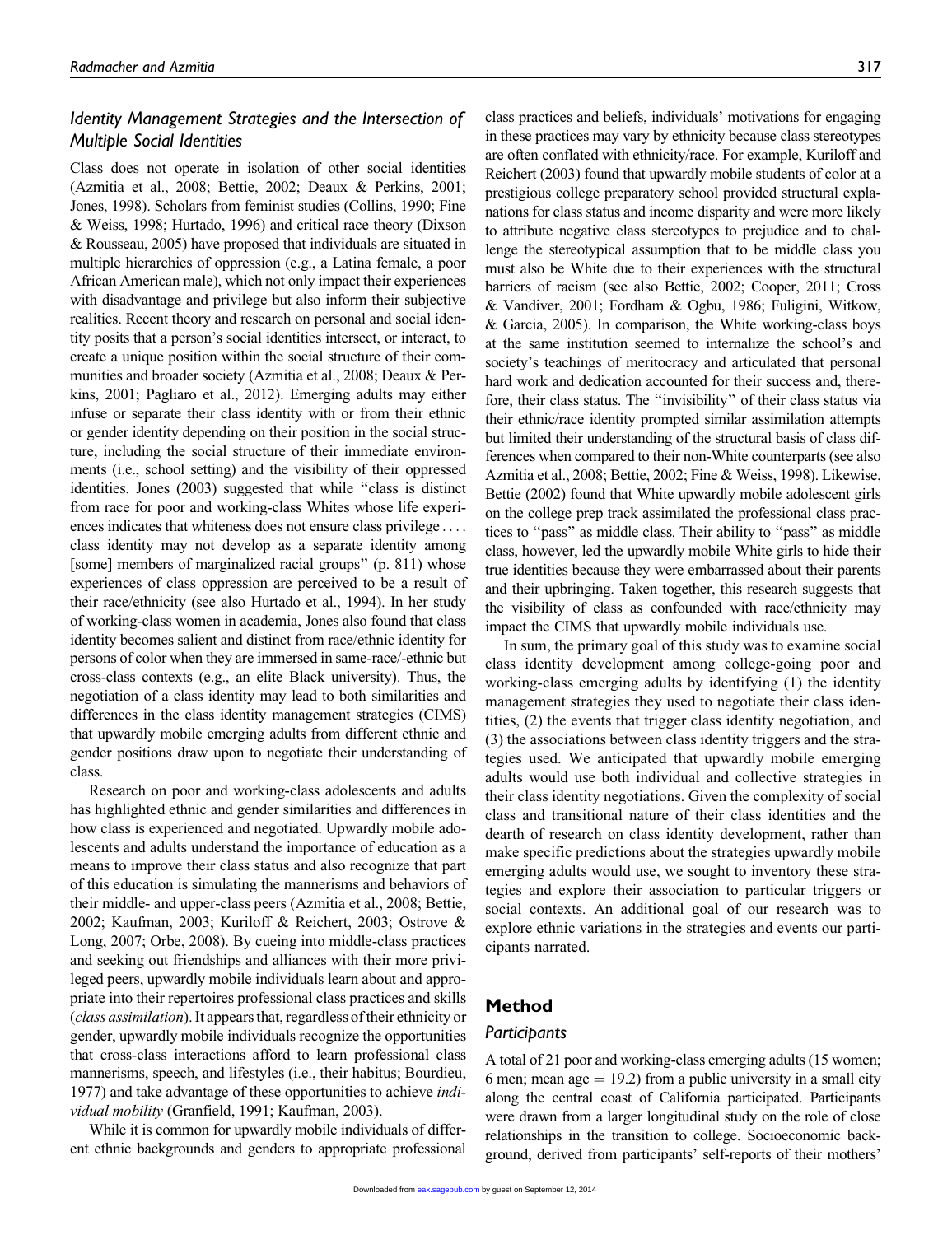### Identity Management Strategies and the Intersection of Multiple Social Identities

Class does not operate in isolation of other social identities (Azmitia et al., 2008; Bettie, 2002; Deaux & Perkins, 2001; Jones, 1998). Scholars from feminist studies (Collins, 1990; Fine & Weiss, 1998; Hurtado, 1996) and critical race theory (Dixson & Rousseau, 2005) have proposed that individuals are situated in multiple hierarchies of oppression (e.g., a Latina female, a poor African American male), which not only impact their experiences with disadvantage and privilege but also inform their subjective realities. Recent theory and research on personal and social identity posits that a person's social identities intersect, or interact, to create a unique position within the social structure of their communities and broader society (Azmitia et al., 2008; Deaux & Perkins, 2001; Pagliaro et al., 2012). Emerging adults may either infuse or separate their class identity with or from their ethnic or gender identity depending on their position in the social structure, including the social structure of their immediate environments (i.e., school setting) and the visibility of their oppressed identities. Jones (2003) suggested that while "class is distinct from race for poor and working-class Whites whose life experiences indicates that whiteness does not ensure class privilege .... class identity may not develop as a separate identity among [some] members of marginalized racial groups" (p. 811) whose experiences of class oppression are perceived to be a result of their race/ethnicity (see also Hurtado et al., 1994). In her study of working-class women in academia, Jones also found that class identity becomes salient and distinct from race/ethnic identity for persons of color when they are immersed in same-race/-ethnic but cross-class contexts (e.g., an elite Black university). Thus, the negotiation of a class identity may lead to both similarities and differences in the class identity management strategies (CIMS) that upwardly mobile emerging adults from different ethnic and gender positions draw upon to negotiate their understanding of class.

Research on poor and working-class adolescents and adults has highlighted ethnic and gender similarities and differences in how class is experienced and negotiated. Upwardly mobile adolescents and adults understand the importance of education as a means to improve their class status and also recognize that part of this education is simulating the mannerisms and behaviors of their middle- and upper-class peers (Azmitia et al., 2008; Bettie, 2002; Kaufman, 2003; Kuriloff & Reichert, 2003; Ostrove & Long, 2007; Orbe, 2008). By cueing into middle-class practices and seeking out friendships and alliances with their more privileged peers, upwardly mobile individuals learn about and appropriate into their repertoires professional class practices and skills (*class assimilation*). It appears that, regardless of their ethnicity or gender, upwardly mobile individuals recognize the opportunities that cross-class interactions afford to learn professional class mannerisms, speech, and lifestyles (i.e., their habitus; Bourdieu, 1977) and take advantage of these opportunities to achieve *individual mobility* (Granfield, 1991; Kaufman, 2003).

While it is common for upwardly mobile individuals of different ethnic backgrounds and genders to appropriate professional class practices and beliefs, individuals' motivations for engaging in these practices may vary by ethnicity because class stereotypes are often conflated with ethnicity/race. For example, Kuriloff and Reichert (2003) found that upwardly mobile students of color at a prestigious college preparatory school provided structural explanations for class status and income disparity and were more likely to attribute negative class stereotypes to prejudice and to challenge the stereotypical assumption that to be middle class you must also be White due to their experiences with the structural barriers of racism (see also Bettie, 2002; Cooper, 2011; Cross & Vandiver, 2001; Fordham & Ogbu, 1986; Fuligini, Witkow, & Garcia, 2005). In comparison, the White working-class boys at the same institution seemed to internalize the school's and society's teachings of meritocracy and articulated that personal hard work and dedication accounted for their success and, therefore, their class status. The "invisibility" of their class status via their ethnic/race identity prompted similar assimilation attempts but limited their understanding of the structural basis of class differences when compared to their non-White counterparts (see also Azmitia et al., 2008; Bettie, 2002; Fine & Weiss, 1998). Likewise, Bettie (2002) found that White upwardly mobile adolescent girls on the college prep track assimilated the professional class practices to "pass" as middle class. Their ability to "pass" as middle class, however, led the upwardly mobile White girls to hide their true identities because they were embarrassed about their parents and their upbringing. Taken together, this research suggests that the visibility of class as confounded with race/ethnicity may impact the CIMS that upwardly mobile individuals use.

In sum, the primary goal of this study was to examine social class identity development among college-going poor and working-class emerging adults by identifying (1) the identity management strategies they used to negotiate their class identities, (2) the events that trigger class identity negotiation, and (3) the associations between class identity triggers and the strategies used. We anticipated that upwardly mobile emerging adults would use both individual and collective strategies in their class identity negotiations. Given the complexity of social class and transitional nature of their class identities and the dearth of research on class identity development, rather than make specific predictions about the strategies upwardly mobile emerging adults would use, we sought to inventory these strategies and explore their association to particular triggers or social contexts. An additional goal of our research was to explore ethnic variations in the strategies and events our participants narrated.

## Method

### Participants

A total of 21 poor and working-class emerging adults (15 women; 6 men; mean age = 19.2) from a public university in a small city along the central coast of California participated. Participants were drawn from a larger longitudinal study on the role of close relationships in the transition to college. Socioeconomic background, derived from participants' self-reports of their mothers'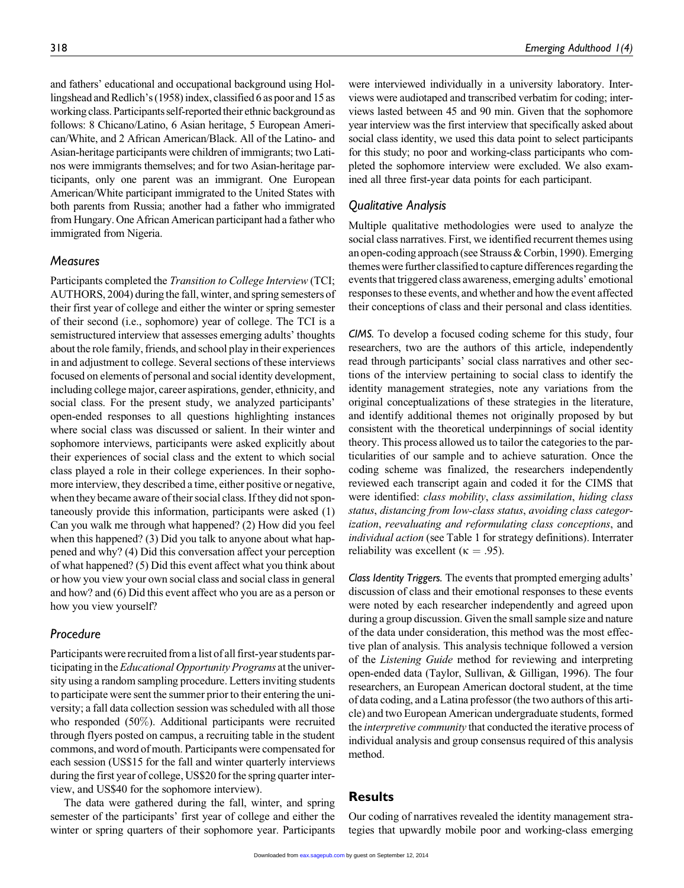and fathers' educational and occupational background using Hollingshead and Redlich's (1958) index, classified 6 as poor and 15 as working class. Participants self-reported their ethnic background as follows: 8 Chicano/Latino, 6 Asian heritage, 5 European American/White, and 2 African American/Black. All of the Latino- and Asian-heritage participants were children of immigrants; two Latinos were immigrants themselves; and for two Asian-heritage participants, only one parent was an immigrant. One European American/White participant immigrated to the United States with both parents from Russia; another had a father who immigrated from Hungary. One African American participant had a father who immigrated from Nigeria.

## Measures

Participants completed the *Transition to College Interview* (TCI; AUTHORS, 2004) during the fall, winter, and spring semesters of their first year of college and either the winter or spring semester of their second (i.e., sophomore) year of college. The TCI is a semistructured interview that assesses emerging adults' thoughts about the role family, friends, and school play in their experiences in and adjustment to college. Several sections of these interviews focused on elements of personal and social identity development, including college major, career aspirations, gender, ethnicity, and social class. For the present study, we analyzed participants' open-ended responses to all questions highlighting instances where social class was discussed or salient. In their winter and sophomore interviews, participants were asked explicitly about their experiences of social class and the extent to which social class played a role in their college experiences. In their sophomore interview, they described a time, either positive or negative, when they became aware of their social class. If they did not spontaneously provide this information, participants were asked (1) Can you walk me through what happened? (2) How did you feel when this happened? (3) Did you talk to anyone about what happened and why? (4) Did this conversation affect your perception of what happened? (5) Did this event affect what you think about or how you view your own social class and social class in general and how? and (6) Did this event affect who you are as a person or how you view yourself?

## Procedure

Participants were recruited from a list of all first-year students participating in the *Educational Opportunity Programs* at the university using a random sampling procedure. Letters inviting students to participate were sent the summer prior to their entering the university; a fall data collection session was scheduled with all those who responded (50%). Additional participants were recruited through flyers posted on campus, a recruiting table in the student commons, and word of mouth. Participants were compensated for each session (US$15 for the fall and winter quarterly interviews during the first year of college, US$20 for the spring quarter interview, and US$40 for the sophomore interview).

The data were gathered during the fall, winter, and spring semester of the participants' first year of college and either the winter or spring quarters of their sophomore year. Participants were interviewed individually in a university laboratory. Interviews were audiotaped and transcribed verbatim for coding; interviews lasted between 45 and 90 min. Given that the sophomore year interview was the first interview that specifically asked about social class identity, we used this data point to select participants for this study; no poor and working-class participants who completed the sophomore interview were excluded. We also examined all three first-year data points for each participant.

## Qualitative Analysis

Multiple qualitative methodologies were used to analyze the social class narratives. First, we identified recurrent themes using an open-coding approach (see Strauss & Corbin, 1990). Emerging themes were further classified to capture differences regarding the events that triggered class awareness, emerging adults' emotional responses to these events, and whether and how the event affected their conceptions of class and their personal and class identities.

*CIMS.* To develop a focused coding scheme for this study, four researchers, two are the authors of this article, independently read through participants' social class narratives and other sections of the interview pertaining to social class to identify the identity management strategies, note any variations from the original conceptualizations of these strategies in the literature, and identify additional themes not originally proposed by but consistent with the theoretical underpinnings of social identity theory. This process allowed us to tailor the categories to the particularities of our sample and to achieve saturation. Once the coding scheme was finalized, the researchers independently reviewed each transcript again and coded it for the CIMS that were identified: *class mobility*, *class assimilation*, *hiding class status*, *distancing from low-class status*, *avoiding class categorization*, *reevaluating and reformulating class conceptions*, and *individual action* (see Table 1 for strategy definitions). Interrater reliability was excellent ($\kappa = .95$).

*Class Identity Triggers.* The events that prompted emerging adults' discussion of class and their emotional responses to these events were noted by each researcher independently and agreed upon during a group discussion. Given the small sample size and nature of the data under consideration, this method was the most effective plan of analysis. This analysis technique followed a version of the *Listening Guide* method for reviewing and interpreting open-ended data (Taylor, Sullivan, & Gilligan, 1996). The four researchers, an European American doctoral student, at the time of data coding, and a Latina professor (the two authors of this article) and two European American undergraduate students, formed the *interpretive community* that conducted the iterative process of individual analysis and group consensus required of this analysis method.

# Results

Our coding of narratives revealed the identity management strategies that upwardly mobile poor and working-class emerging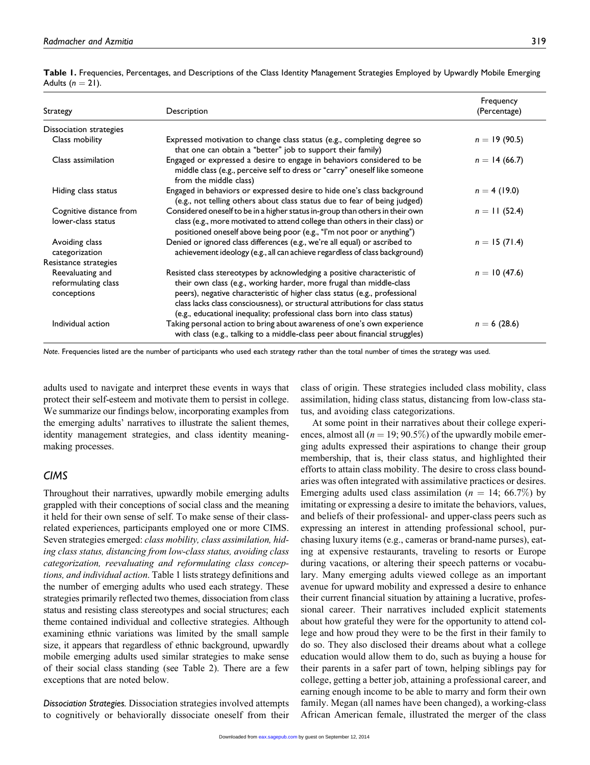**Table 1.** Frequencies, Percentages, and Descriptions of the Class Identity Management Strategies Employed by Upwardly Mobile Emerging Adults ($n = 21$).

| Strategy | Description | Frequency (Percentage) |
|---|---|---|
| Dissociation strategies | | |
| Class mobility | Expressed motivation to change class status (e.g., completing degree so that one can obtain a "better" job to support their family) | $n = 19$ (90.5) |
| Class assimilation | Engaged or expressed a desire to engage in behaviors considered to be middle class (e.g., perceive self to dress or "carry" oneself like someone from the middle class) | $n = 14$ (66.7) |
| Hiding class status | Engaged in behaviors or expressed desire to hide one's class background (e.g., not telling others about class status due to fear of being judged) | $n = 4$ (19.0) |
| Cognitive distance from lower-class status | Considered oneself to be in a higher status in-group than others in their own class (e.g., more motivated to attend college than others in their class) or positioned oneself above being poor (e.g., "I'm not poor or anything") | $n = 11$ (52.4) |
| Avoiding class categorization | Denied or ignored class differences (e.g., we're all equal) or ascribed to achievement ideology (e.g., all can achieve regardless of class background) | $n = 15$ (71.4) |
| Resistance strategies | | |
| Reevaluating and reformulating class conceptions | Resisted class stereotypes by acknowledging a positive characteristic of their own class (e.g., working harder, more frugal than middle-class peers), negative characteristic of higher class status (e.g., professional class lacks class consciousness), or structural attributions for class status (e.g., educational inequality; professional class born into class status) | $n = 10$ (47.6) |
| Individual action | Taking personal action to bring about awareness of one's own experience with class (e.g., talking to a middle-class peer about financial struggles) | $n = 6$ (28.6) |

*Note*. Frequencies listed are the number of participants who used each strategy rather than the total number of times the strategy was used.

adults used to navigate and interpret these events in ways that protect their self-esteem and motivate them to persist in college. We summarize our findings below, incorporating examples from the emerging adults' narratives to illustrate the salient themes, identity management strategies, and class identity meaning-making processes.

## CIMS

Throughout their narratives, upwardly mobile emerging adults grappled with their conceptions of social class and the meaning it held for their own sense of self. To make sense of their class-related experiences, participants employed one or more CIMS. Seven strategies emerged: *class mobility, class assimilation, hiding class status, distancing from low-class status, avoiding class categorization, reevaluating and reformulating class conceptions, and individual action*. Table 1 lists strategy definitions and the number of emerging adults who used each strategy. These strategies primarily reflected two themes, dissociation from class status and resisting class stereotypes and social structures; each theme contained individual and collective strategies. Although examining ethnic variations was limited by the small sample size, it appears that regardless of ethnic background, upwardly mobile emerging adults used similar strategies to make sense of their social class standing (see Table 2). There are a few exceptions that are noted below.

*Dissociation Strategies.* Dissociation strategies involved attempts to cognitively or behaviorally dissociate oneself from their class of origin. These strategies included class mobility, class assimilation, hiding class status, distancing from low-class status, and avoiding class categorizations.

At some point in their narratives about their college experiences, almost all ($n = 19$; 90.5%) of the upwardly mobile emerging adults expressed their aspirations to change their group membership, that is, their class status, and highlighted their efforts to attain class mobility. The desire to cross class boundaries was often integrated with assimilative practices or desires. Emerging adults used class assimilation ($n = 14$; 66.7%) by imitating or expressing a desire to imitate the behaviors, values, and beliefs of their professional- and upper-class peers such as expressing an interest in attending professional school, purchasing luxury items (e.g., cameras or brand-name purses), eating at expensive restaurants, traveling to resorts or Europe during vacations, or altering their speech patterns or vocabulary. Many emerging adults viewed college as an important avenue for upward mobility and expressed a desire to enhance their current financial situation by attaining a lucrative, professional career. Their narratives included explicit statements about how grateful they were for the opportunity to attend college and how proud they were to be the first in their family to do so. They also disclosed their dreams about what a college education would allow them to do, such as buying a house for their parents in a safer part of town, helping siblings pay for college, getting a better job, attaining a professional career, and earning enough income to be able to marry and form their own family. Megan (all names have been changed), a working-class African American female, illustrated the merger of the class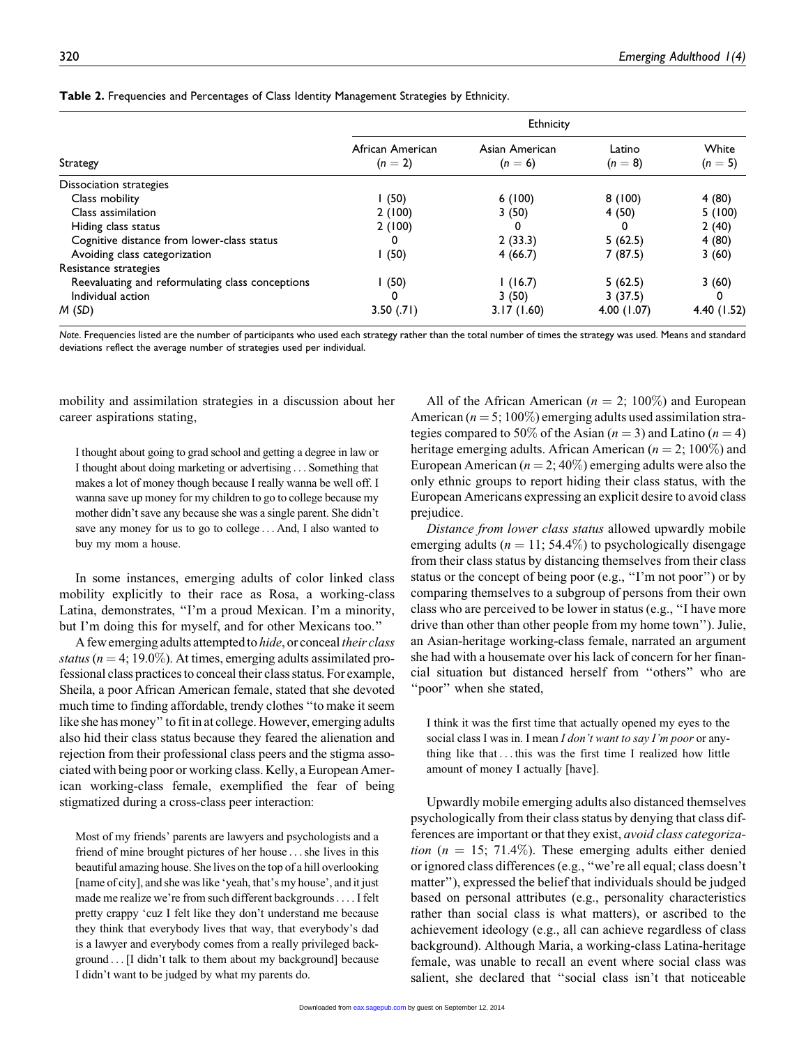**Table 2.** Frequencies and Percentages of Class Identity Management Strategies by Ethnicity.

| Strategy | Ethnicity | | | |
|---|---|---|---|---|
| | African American ($n = 2$) | Asian American ($n = 6$) | Latino ($n = 8$) | White ($n = 5$) |
| Dissociation strategies | | | | |
| Class mobility | 1 (50) | 6 (100) | 8 (100) | 4 (80) |
| Class assimilation | 2 (100) | 3 (50) | 4 (50) | 5 (100) |
| Hiding class status | 2 (100) | 0 | 0 | 2 (40) |
| Cognitive distance from lower-class status | 0 | 2 (33.3) | 5 (62.5) | 4 (80) |
| Avoiding class categorization | 1 (50) | 4 (66.7) | 7 (87.5) | 3 (60) |
| Resistance strategies | | | | |
| Reevaluating and reformulating class conceptions | 1 (50) | 1 (16.7) | 5 (62.5) | 3 (60) |
| Individual action | 0 | 3 (50) | 3 (37.5) | 0 |
| *M* (*SD*) | 3.50 (.71) | 3.17 (1.60) | 4.00 (1.07) | 4.40 (1.52) |

*Note*. Frequencies listed are the number of participants who used each strategy rather than the total number of times the strategy was used. Means and standard deviations reflect the average number of strategies used per individual.

mobility and assimilation strategies in a discussion about her career aspirations stating,

> I thought about going to grad school and getting a degree in law or I thought about doing marketing or advertising . . . Something that makes a lot of money though because I really wanna be well off. I wanna save up money for my children to go to college because my mother didn't save any because she was a single parent. She didn't save any money for us to go to college . . . And, I also wanted to buy my mom a house.

In some instances, emerging adults of color linked class mobility explicitly to their race as Rosa, a working-class Latina, demonstrates, "I'm a proud Mexican. I'm a minority, but I'm doing this for myself, and for other Mexicans too."

A few emerging adults attempted to *hide*, or conceal *their class status* ($n = 4$; 19.0%). At times, emerging adults assimilated professional class practices to conceal their class status. For example, Sheila, a poor African American female, stated that she devoted much time to finding affordable, trendy clothes "to make it seem like she has money" to fit in at college. However, emerging adults also hid their class status because they feared the alienation and rejection from their professional class peers and the stigma associated with being poor or working class. Kelly, a European American working-class female, exemplified the fear of being stigmatized during a cross-class peer interaction:

> Most of my friends' parents are lawyers and psychologists and a friend of mine brought pictures of her house . . . she lives in this beautiful amazing house. She lives on the top of a hill overlooking [name of city], and she was like 'yeah, that's my house', and it just made me realize we're from such different backgrounds . . . . I felt pretty crappy 'cuz I felt like they don't understand me because they think that everybody lives that way, that everybody's dad is a lawyer and everybody comes from a really privileged background . . . [I didn't talk to them about my background] because I didn't want to be judged by what my parents do.

All of the African American ($n = 2$; 100%) and European American ($n = 5$; 100%) emerging adults used assimilation strategies compared to 50% of the Asian ($n = 3$) and Latino ($n = 4$) heritage emerging adults. African American ($n = 2$; 100%) and European American ($n = 2$; 40%) emerging adults were also the only ethnic groups to report hiding their class status, with the European Americans expressing an explicit desire to avoid class prejudice.

*Distance from lower class status* allowed upwardly mobile emerging adults ($n = 11$; 54.4%) to psychologically disengage from their class status by distancing themselves from their class status or the concept of being poor (e.g., "I'm not poor") or by comparing themselves to a subgroup of persons from their own class who are perceived to be lower in status (e.g., "I have more drive than other than other people from my home town"). Julie, an Asian-heritage working-class female, narrated an argument she had with a housemate over his lack of concern for her financial situation but distanced herself from "others" who are "poor" when she stated,

> I think it was the first time that actually opened my eyes to the social class I was in. I mean *I don't want to say I'm poor* or anything like that . . . this was the first time I realized how little amount of money I actually [have].

Upwardly mobile emerging adults also distanced themselves psychologically from their class status by denying that class differences are important or that they exist, *avoid class categorization* ($n = 15$; 71.4%). These emerging adults either denied or ignored class differences (e.g., "we're all equal; class doesn't matter"), expressed the belief that individuals should be judged based on personal attributes (e.g., personality characteristics rather than social class is what matters), or ascribed to the achievement ideology (e.g., all can achieve regardless of class background). Although Maria, a working-class Latina-heritage female, was unable to recall an event where social class was salient, she declared that "social class isn't that noticeable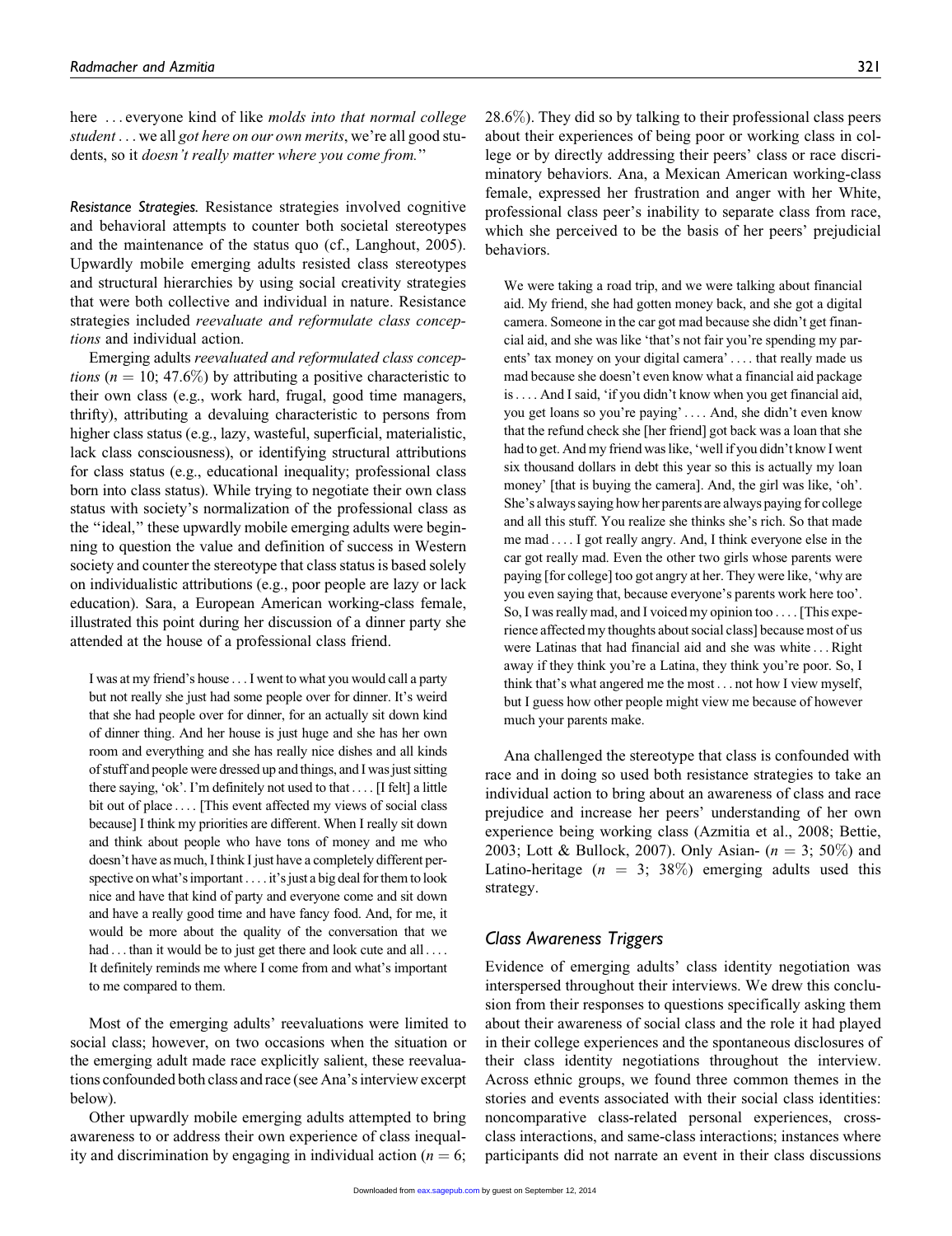here . . . everyone kind of like *molds into that normal college student* . . . we all *got here on our own merits*, we're all good students, so it *doesn't really matter where you come from.*"

*Resistance Strategies.* Resistance strategies involved cognitive and behavioral attempts to counter both societal stereotypes and the maintenance of the status quo (cf., Langhout, 2005). Upwardly mobile emerging adults resisted class stereotypes and structural hierarchies by using social creativity strategies that were both collective and individual in nature. Resistance strategies included *reevaluate and reformulate class conceptions* and individual action.

Emerging adults *reevaluated and reformulated class conceptions* ($n = 10$; 47.6%) by attributing a positive characteristic to their own class (e.g., work hard, frugal, good time managers, thrifty), attributing a devaluing characteristic to persons from higher class status (e.g., lazy, wasteful, superficial, materialistic, lack class consciousness), or identifying structural attributions for class status (e.g., educational inequality; professional class born into class status). While trying to negotiate their own class status with society's normalization of the professional class as the "ideal," these upwardly mobile emerging adults were beginning to question the value and definition of success in Western society and counter the stereotype that class status is based solely on individualistic attributions (e.g., poor people are lazy or lack education). Sara, a European American working-class female, illustrated this point during her discussion of a dinner party she attended at the house of a professional class friend.

> I was at my friend's house . . . I went to what you would call a party but not really she just had some people over for dinner. It's weird that she had people over for dinner, for an actually sit down kind of dinner thing. And her house is just huge and she has her own room and everything and she has really nice dishes and all kinds of stuff and people were dressed up and things, and I was just sitting there saying, 'ok'. I'm definitely not used to that . . . . [I felt] a little bit out of place . . . . [This event affected my views of social class because] I think my priorities are different. When I really sit down and think about people who have tons of money and me who doesn't have as much, I think I just have a completely different perspective on what's important . . . . it's just a big deal for them to look nice and have that kind of party and everyone come and sit down and have a really good time and have fancy food. And, for me, it would be more about the quality of the conversation that we had . . . than it would be to just get there and look cute and all . . . . It definitely reminds me where I come from and what's important to me compared to them.

Most of the emerging adults' reevaluations were limited to social class; however, on two occasions when the situation or the emerging adult made race explicitly salient, these reevaluations confounded both class and race (see Ana's interview excerpt below).

Other upwardly mobile emerging adults attempted to bring awareness to or address their own experience of class inequality and discrimination by engaging in individual action ($n = 6$; 28.6%). They did so by talking to their professional class peers about their experiences of being poor or working class in college or by directly addressing their peers' class or race discriminatory behaviors. Ana, a Mexican American working-class female, expressed her frustration and anger with her White, professional class peer's inability to separate class from race, which she perceived to be the basis of her peers' prejudicial behaviors.

> We were taking a road trip, and we were talking about financial aid. My friend, she had gotten money back, and she got a digital camera. Someone in the car got mad because she didn't get financial aid, and she was like 'that's not fair you're spending my parents' tax money on your digital camera' . . . . that really made us mad because she doesn't even know what a financial aid package is . . . . And I said, 'if you didn't know when you get financial aid, you get loans so you're paying' . . . . And, she didn't even know that the refund check she [her friend] got back was a loan that she had to get. And my friend was like, 'well if you didn't know I went six thousand dollars in debt this year so this is actually my loan money' [that is buying the camera]. And, the girl was like, 'oh'. She's always saying how her parents are always paying for college and all this stuff. You realize she thinks she's rich. So that made me mad . . . . I got really angry. And, I think everyone else in the car got really mad. Even the other two girls whose parents were paying [for college] too got angry at her. They were like, 'why are you even saying that, because everyone's parents work here too'. So, I was really mad, and I voiced my opinion too . . . . [This experience affected my thoughts about social class] because most of us were Latinas that had financial aid and she was white . . . Right away if they think you're a Latina, they think you're poor. So, I think that's what angered me the most . . . not how I view myself, but I guess how other people might view me because of however much your parents make.

Ana challenged the stereotype that class is confounded with race and in doing so used both resistance strategies to take an individual action to bring about an awareness of class and race prejudice and increase her peers' understanding of her own experience being working class (Azmitia et al., 2008; Bettie, 2003; Lott & Bullock, 2007). Only Asian- ($n = 3$; 50%) and Latino-heritage ($n = 3$; 38%) emerging adults used this strategy.

### Class Awareness Triggers

Evidence of emerging adults' class identity negotiation was interspersed throughout their interviews. We drew this conclusion from their responses to questions specifically asking them about their awareness of social class and the role it had played in their college experiences and the spontaneous disclosures of their class identity negotiations throughout the interview. Across ethnic groups, we found three common themes in the stories and events associated with their social class identities: noncomparative class-related personal experiences, cross-class interactions, and same-class interactions; instances where participants did not narrate an event in their class discussions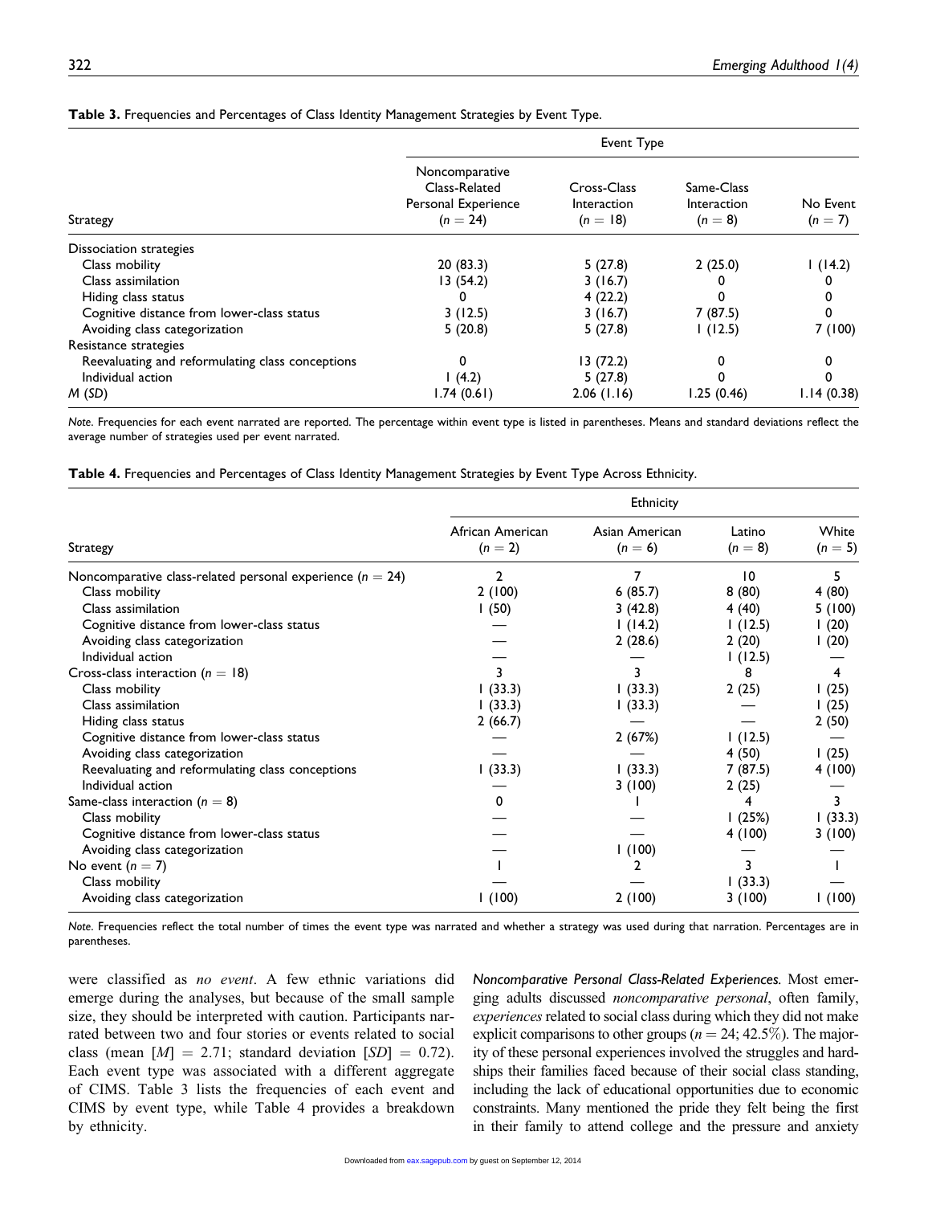**Table 3.** Frequencies and Percentages of Class Identity Management Strategies by Event Type.

| Strategy | Event Type | | | |
|---|---|---|---|---|
| | Noncomparative Class-Related Personal Experience ($n = 24$) | Cross-Class Interaction ($n = 18$) | Same-Class Interaction ($n = 8$) | No Event ($n = 7$) |
| Dissociation strategies | | | | |
| Class mobility | 20 (83.3) | 5 (27.8) | 2 (25.0) | 1 (14.2) |
| Class assimilation | 13 (54.2) | 3 (16.7) | 0 | 0 |
| Hiding class status | 0 | 4 (22.2) | 0 | 0 |
| Cognitive distance from lower-class status | 3 (12.5) | 3 (16.7) | 7 (87.5) | 0 |
| Avoiding class categorization | 5 (20.8) | 5 (27.8) | 1 (12.5) | 7 (100) |
| Resistance strategies | | | | |
| Reevaluating and reformulating class conceptions | 0 | 13 (72.2) | 0 | 0 |
| Individual action | 1 (4.2) | 5 (27.8) | 0 | 0 |
| *M* (*SD*) | 1.74 (0.61) | 2.06 (1.16) | 1.25 (0.46) | 1.14 (0.38) |

*Note*. Frequencies for each event narrated are reported. The percentage within event type is listed in parentheses. Means and standard deviations reflect the average number of strategies used per event narrated.

**Table 4.** Frequencies and Percentages of Class Identity Management Strategies by Event Type Across Ethnicity.

| Strategy | Ethnicity | | | |
|---|---|---|---|---|
| | African American ($n = 2$) | Asian American ($n = 6$) | Latino ($n = 8$) | White ($n = 5$) |
| Noncomparative class-related personal experience ($n = 24$) | 2 | 7 | 10 | 5 |
| Class mobility | 2 (100) | 6 (85.7) | 8 (80) | 4 (80) |
| Class assimilation | 1 (50) | 3 (42.8) | 4 (40) | 5 (100) |
| Cognitive distance from lower-class status | — | 1 (14.2) | 1 (12.5) | 1 (20) |
| Avoiding class categorization | — | 2 (28.6) | 2 (20) | 1 (20) |
| Individual action | — | — | 1 (12.5) | — |
| Cross-class interaction ($n = 18$) | 3 | 3 | 8 | 4 |
| Class mobility | 1 (33.3) | 1 (33.3) | 2 (25) | 1 (25) |
| Class assimilation | 1 (33.3) | 1 (33.3) | — | 1 (25) |
| Hiding class status | 2 (66.7) | — | — | 2 (50) |
| Cognitive distance from lower-class status | — | 2 (67%) | 1 (12.5) | — |
| Avoiding class categorization | — | — | 4 (50) | 1 (25) |
| Reevaluating and reformulating class conceptions | 1 (33.3) | 1 (33.3) | 7 (87.5) | 4 (100) |
| Individual action | — | 3 (100) | 2 (25) | — |
| Same-class interaction ($n = 8$) | 0 | 1 | 4 | 3 |
| Class mobility | — | — | 1 (25%) | 1 (33.3) |
| Cognitive distance from lower-class status | — | — | 4 (100) | 3 (100) |
| Avoiding class categorization | — | 1 (100) | — | — |
| No event ($n = 7$) | 1 | 2 | 3 | 1 |
| Class mobility | — | — | 1 (33.3) | — |
| Avoiding class categorization | 1 (100) | 2 (100) | 3 (100) | 1 (100) |

*Note*. Frequencies reflect the total number of times the event type was narrated and whether a strategy was used during that narration. Percentages are in parentheses.

were classified as *no event*. A few ethnic variations did emerge during the analyses, but because of the small sample size, they should be interpreted with caution. Participants narrated between two and four stories or events related to social class (mean [$M$] = 2.71; standard deviation [$SD$] = 0.72). Each event type was associated with a different aggregate of CIMS. Table 3 lists the frequencies of each event and CIMS by event type, while Table 4 provides a breakdown by ethnicity.

*Noncomparative Personal Class-Related Experiences.* Most emerging adults discussed *noncomparative personal*, often family, *experiences* related to social class during which they did not make explicit comparisons to other groups ($n = 24$; 42.5%). The majority of these personal experiences involved the struggles and hardships their families faced because of their social class standing, including the lack of educational opportunities due to economic constraints. Many mentioned the pride they felt being the first in their family to attend college and the pressure and anxiety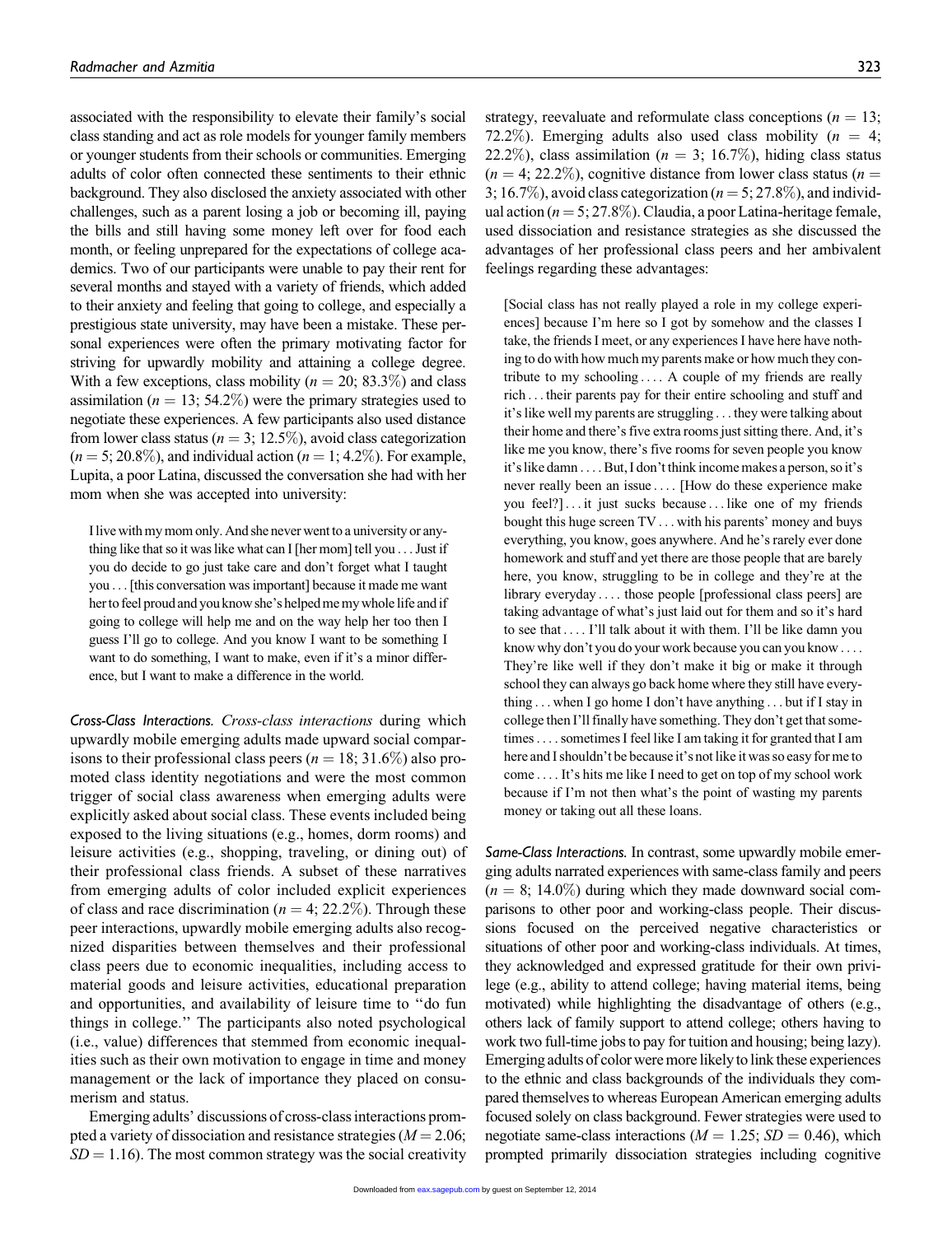associated with the responsibility to elevate their family's social class standing and act as role models for younger family members or younger students from their schools or communities. Emerging adults of color often connected these sentiments to their ethnic background. They also disclosed the anxiety associated with other challenges, such as a parent losing a job or becoming ill, paying the bills and still having some money left over for food each month, or feeling unprepared for the expectations of college academics. Two of our participants were unable to pay their rent for several months and stayed with a variety of friends, which added to their anxiety and feeling that going to college, and especially a prestigious state university, may have been a mistake. These personal experiences were often the primary motivating factor for striving for upwardly mobility and attaining a college degree. With a few exceptions, class mobility ($n = 20$; 83.3%) and class assimilation ($n = 13$; 54.2%) were the primary strategies used to negotiate these experiences. A few participants also used distance from lower class status ($n = 3$; 12.5%), avoid class categorization ($n = 5$; 20.8%), and individual action ($n = 1$; 4.2%). For example, Lupita, a poor Latina, discussed the conversation she had with her mom when she was accepted into university:

> I live with my mom only. And she never went to a university or anything like that so it was like what can I [her mom] tell you . . . Just if you do decide to go just take care and don't forget what I taught you . . . [this conversation was important] because it made me want her to feel proud and you know she's helped me my whole life and if going to college will help me and on the way help her too then I guess I'll go to college. And you know I want to be something I want to do something, I want to make, even if it's a minor difference, but I want to make a difference in the world.

*Cross-Class Interactions.* *Cross-class interactions* during which upwardly mobile emerging adults made upward social comparisons to their professional class peers ($n = 18$; 31.6%) also promoted class identity negotiations and were the most common trigger of social class awareness when emerging adults were explicitly asked about social class. These events included being exposed to the living situations (e.g., homes, dorm rooms) and leisure activities (e.g., shopping, traveling, or dining out) of their professional class friends. A subset of these narratives from emerging adults of color included explicit experiences of class and race discrimination ($n = 4$; 22.2%). Through these peer interactions, upwardly mobile emerging adults also recognized disparities between themselves and their professional class peers due to economic inequalities, including access to material goods and leisure activities, educational preparation and opportunities, and availability of leisure time to "do fun things in college." The participants also noted psychological (i.e., value) differences that stemmed from economic inequalities such as their own motivation to engage in time and money management or the lack of importance they placed on consumerism and status.

Emerging adults' discussions of cross-class interactions prompted a variety of dissociation and resistance strategies ($M = 2.06$; $SD = 1.16$). The most common strategy was the social creativity strategy, reevaluate and reformulate class conceptions ($n = 13$; 72.2%). Emerging adults also used class mobility ($n = 4$; 22.2%), class assimilation ($n = 3$; 16.7%), hiding class status ($n = 4$; 22.2%), cognitive distance from lower class status ($n = 3$; 16.7%), avoid class categorization ($n = 5$; 27.8%), and individual action ($n = 5$; 27.8%). Claudia, a poor Latina-heritage female, used dissociation and resistance strategies as she discussed the advantages of her professional class peers and her ambivalent feelings regarding these advantages:

> [Social class has not really played a role in my college experiences] because I'm here so I got by somehow and the classes I take, the friends I meet, or any experiences I have here have nothing to do with how much my parents make or how much they contribute to my schooling . . . . A couple of my friends are really rich . . . their parents pay for their entire schooling and stuff and it's like well my parents are struggling . . . they were talking about their home and there's five extra rooms just sitting there. And, it's like me you know, there's five rooms for seven people you know it's like damn . . . . But, I don't think income makes a person, so it's never really been an issue . . . . [How do these experience make you feel?] . . . it just sucks because . . . like one of my friends bought this huge screen TV . . . with his parents' money and buys everything, you know, goes anywhere. And he's rarely ever done homework and stuff and yet there are those people that are barely here, you know, struggling to be in college and they're at the library everyday . . . . those people [professional class peers] are taking advantage of what's just laid out for them and so it's hard to see that . . . . I'll talk about it with them. I'll be like damn you know why don't you do your work because you can you know . . . . They're like well if they don't make it big or make it through school they can always go back home where they still have everything . . . when I go home I don't have anything . . . but if I stay in college then I'll finally have something. They don't get that sometimes . . . . sometimes I feel like I am taking it for granted that I am here and I shouldn't be because it's not like it was so easy for me to come . . . . It's hits me like I need to get on top of my school work because if I'm not then what's the point of wasting my parents money or taking out all these loans.

*Same-Class Interactions.* In contrast, some upwardly mobile emerging adults narrated experiences with same-class family and peers ($n = 8$; 14.0%) during which they made downward social comparisons to other poor and working-class people. Their discussions focused on the perceived negative characteristics or situations of other poor and working-class individuals. At times, they acknowledged and expressed gratitude for their own privilege (e.g., ability to attend college; having material items, being motivated) while highlighting the disadvantage of others (e.g., others lack of family support to attend college; others having to work two full-time jobs to pay for tuition and housing; being lazy). Emerging adults of color were more likely to link these experiences to the ethnic and class backgrounds of the individuals they compared themselves to whereas European American emerging adults focused solely on class background. Fewer strategies were used to negotiate same-class interactions ($M = 1.25$; $SD = 0.46$), which prompted primarily dissociation strategies including cognitive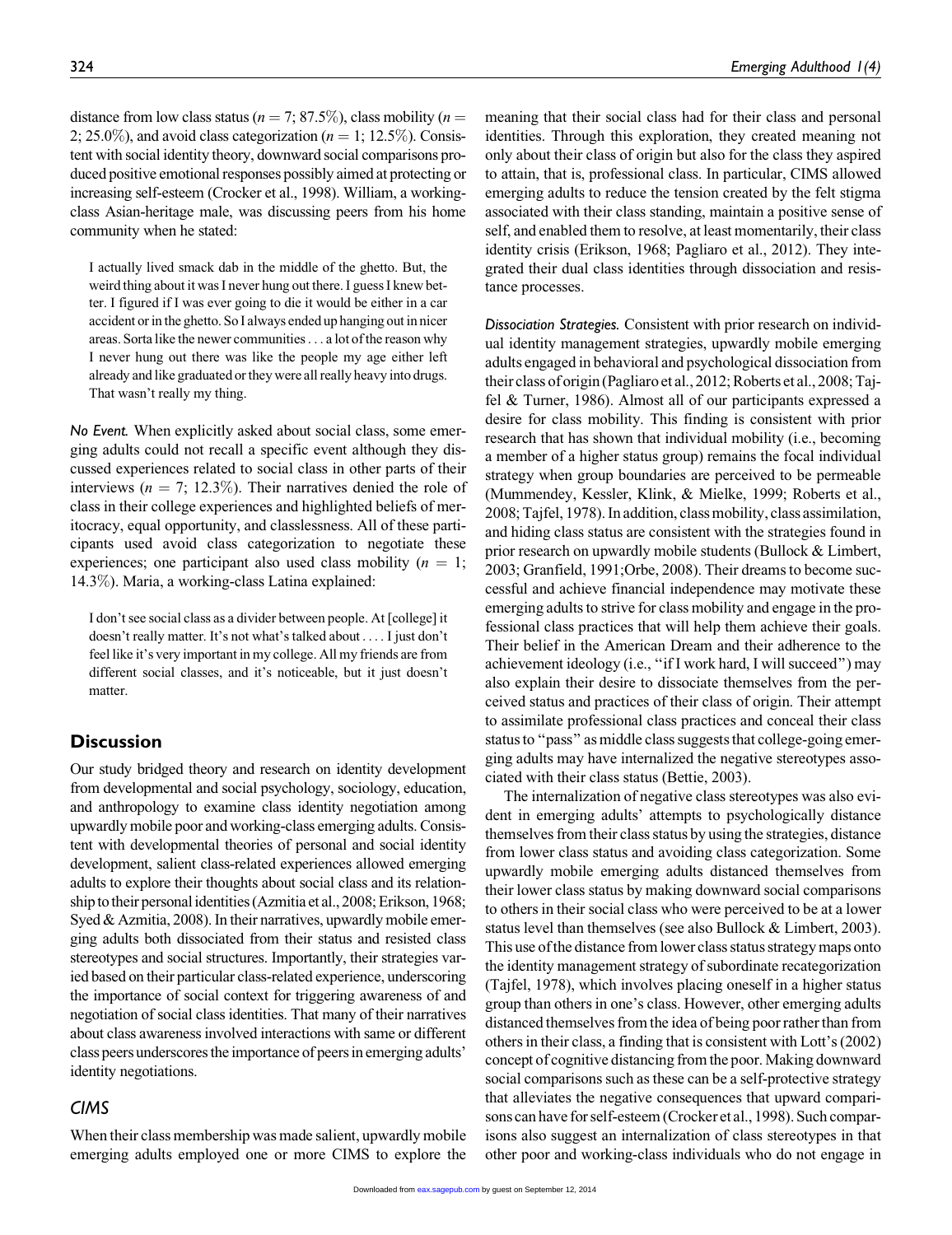distance from low class status ($n = 7$; 87.5%), class mobility ($n = 2$; 25.0%), and avoid class categorization ($n = 1$; 12.5%). Consistent with social identity theory, downward social comparisons produced positive emotional responses possibly aimed at protecting or increasing self-esteem (Crocker et al., 1998). William, a working-class Asian-heritage male, was discussing peers from his home community when he stated:

> I actually lived smack dab in the middle of the ghetto. But, the weird thing about it was I never hung out there. I guess I knew better. I figured if I was ever going to die it would be either in a car accident or in the ghetto. So I always ended up hanging out in nicer areas. Sorta like the newer communities . . . a lot of the reason why I never hung out there was like the people my age either left already and like graduated or they were all really heavy into drugs. That wasn't really my thing.

*No Event.* When explicitly asked about social class, some emerging adults could not recall a specific event although they discussed experiences related to social class in other parts of their interviews ($n = 7$; 12.3%). Their narratives denied the role of class in their college experiences and highlighted beliefs of meritocracy, equal opportunity, and classlessness. All of these participants used avoid class categorization to negotiate these experiences; one participant also used class mobility ($n = 1$; 14.3%). Maria, a working-class Latina explained:

> I don't see social class as a divider between people. At [college] it doesn't really matter. It's not what's talked about . . . . I just don't feel like it's very important in my college. All my friends are from different social classes, and it's noticeable, but it just doesn't matter.

## Discussion

Our study bridged theory and research on identity development from developmental and social psychology, sociology, education, and anthropology to examine class identity negotiation among upwardly mobile poor and working-class emerging adults. Consistent with developmental theories of personal and social identity development, salient class-related experiences allowed emerging adults to explore their thoughts about social class and its relationship to their personal identities (Azmitia et al., 2008; Erikson, 1968; Syed & Azmitia, 2008). In their narratives, upwardly mobile emerging adults both dissociated from their status and resisted class stereotypes and social structures. Importantly, their strategies varied based on their particular class-related experience, underscoring the importance of social context for triggering awareness of and negotiation of social class identities. That many of their narratives about class awareness involved interactions with same or different class peers underscores the importance of peers in emerging adults' identity negotiations.

### CIMS

When their class membership was made salient, upwardly mobile emerging adults employed one or more CIMS to explore the meaning that their social class had for their class and personal identities. Through this exploration, they created meaning not only about their class of origin but also for the class they aspired to attain, that is, professional class. In particular, CIMS allowed emerging adults to reduce the tension created by the felt stigma associated with their class standing, maintain a positive sense of self, and enabled them to resolve, at least momentarily, their class identity crisis (Erikson, 1968; Pagliaro et al., 2012). They integrated their dual class identities through dissociation and resistance processes.

*Dissociation Strategies.* Consistent with prior research on individual identity management strategies, upwardly mobile emerging adults engaged in behavioral and psychological dissociation from their class of origin (Pagliaro et al., 2012; Roberts et al., 2008; Tajfel & Turner, 1986). Almost all of our participants expressed a desire for class mobility. This finding is consistent with prior research that has shown that individual mobility (i.e., becoming a member of a higher status group) remains the focal individual strategy when group boundaries are perceived to be permeable (Mummendey, Kessler, Klink, & Mielke, 1999; Roberts et al., 2008; Tajfel, 1978). In addition, class mobility, class assimilation, and hiding class status are consistent with the strategies found in prior research on upwardly mobile students (Bullock & Limbert, 2003; Granfield, 1991;Orbe, 2008). Their dreams to become successful and achieve financial independence may motivate these emerging adults to strive for class mobility and engage in the professional class practices that will help them achieve their goals. Their belief in the American Dream and their adherence to the achievement ideology (i.e., "if I work hard, I will succeed") may also explain their desire to dissociate themselves from the perceived status and practices of their class of origin. Their attempt to assimilate professional class practices and conceal their class status to "pass" as middle class suggests that college-going emerging adults may have internalized the negative stereotypes associated with their class status (Bettie, 2003).

The internalization of negative class stereotypes was also evident in emerging adults' attempts to psychologically distance themselves from their class status by using the strategies, distance from lower class status and avoiding class categorization. Some upwardly mobile emerging adults distanced themselves from their lower class status by making downward social comparisons to others in their social class who were perceived to be at a lower status level than themselves (see also Bullock & Limbert, 2003). This use of the distance from lower class status strategy maps onto the identity management strategy of subordinate recategorization (Tajfel, 1978), which involves placing oneself in a higher status group than others in one's class. However, other emerging adults distanced themselves from the idea of being poor rather than from others in their class, a finding that is consistent with Lott's (2002) concept of cognitive distancing from the poor. Making downward social comparisons such as these can be a self-protective strategy that alleviates the negative consequences that upward comparisons can have for self-esteem (Crocker et al., 1998). Such comparisons also suggest an internalization of class stereotypes in that other poor and working-class individuals who do not engage in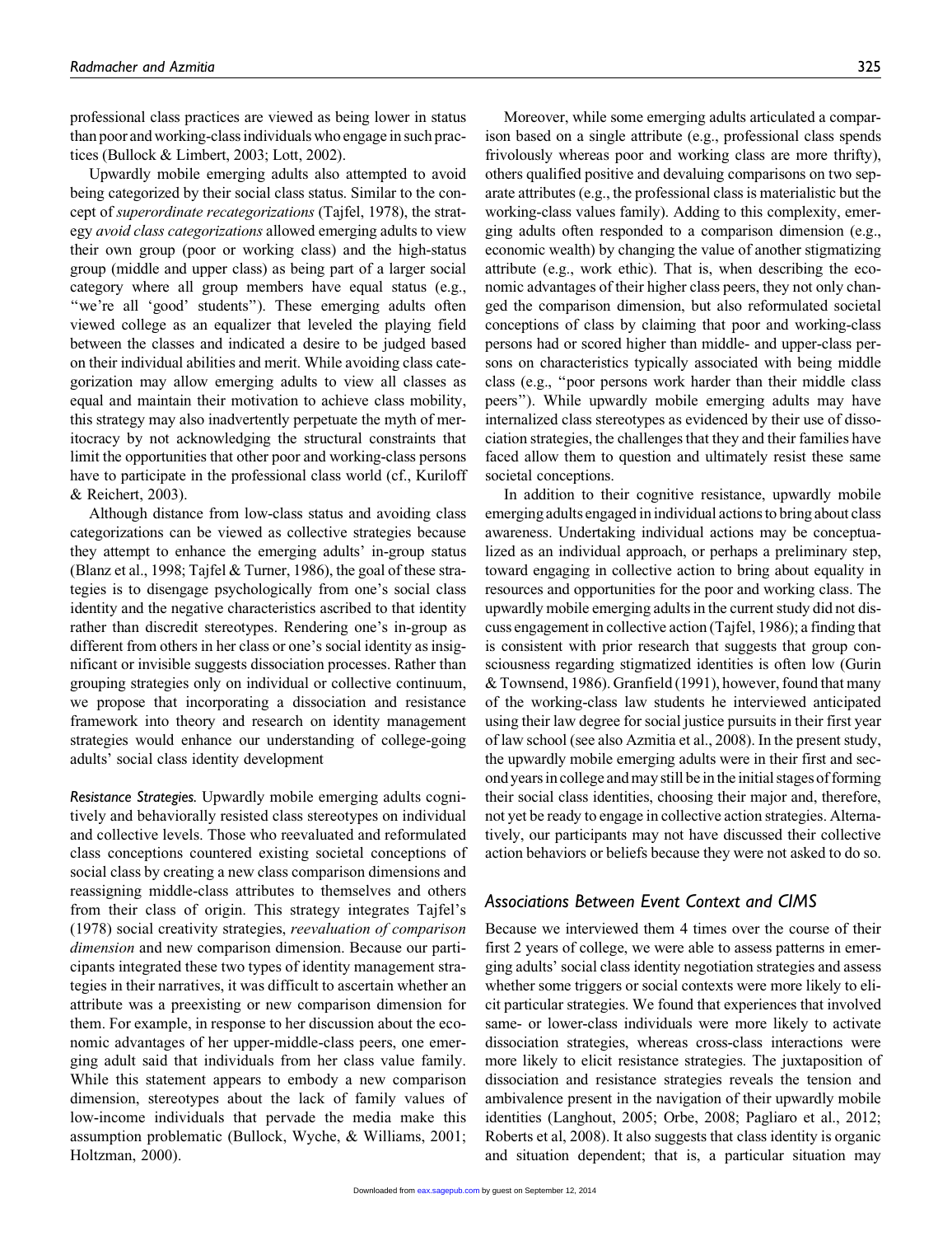professional class practices are viewed as being lower in status than poor and working-class individuals who engage in such practices (Bullock & Limbert, 2003; Lott, 2002).

Upwardly mobile emerging adults also attempted to avoid being categorized by their social class status. Similar to the concept of *superordinate recategorizations* (Tajfel, 1978), the strategy *avoid class categorizations* allowed emerging adults to view their own group (poor or working class) and the high-status group (middle and upper class) as being part of a larger social category where all group members have equal status (e.g., "we're all 'good' students"). These emerging adults often viewed college as an equalizer that leveled the playing field between the classes and indicated a desire to be judged based on their individual abilities and merit. While avoiding class categorization may allow emerging adults to view all classes as equal and maintain their motivation to achieve class mobility, this strategy may also inadvertently perpetuate the myth of meritocracy by not acknowledging the structural constraints that limit the opportunities that other poor and working-class persons have to participate in the professional class world (cf., Kuriloff & Reichert, 2003).

Although distance from low-class status and avoiding class categorizations can be viewed as collective strategies because they attempt to enhance the emerging adults' in-group status (Blanz et al., 1998; Tajfel & Turner, 1986), the goal of these strategies is to disengage psychologically from one's social class identity and the negative characteristics ascribed to that identity rather than discredit stereotypes. Rendering one's in-group as different from others in her class or one's social identity as insignificant or invisible suggests dissociation processes. Rather than grouping strategies only on individual or collective continuum, we propose that incorporating a dissociation and resistance framework into theory and research on identity management strategies would enhance our understanding of college-going adults' social class identity development

*Resistance Strategies.* Upwardly mobile emerging adults cognitively and behaviorally resisted class stereotypes on individual and collective levels. Those who reevaluated and reformulated class conceptions countered existing societal conceptions of social class by creating a new class comparison dimensions and reassigning middle-class attributes to themselves and others from their class of origin. This strategy integrates Tajfel's (1978) social creativity strategies, *reevaluation of comparison dimension* and new comparison dimension. Because our participants integrated these two types of identity management strategies in their narratives, it was difficult to ascertain whether an attribute was a preexisting or new comparison dimension for them. For example, in response to her discussion about the economic advantages of her upper-middle-class peers, one emerging adult said that individuals from her class value family. While this statement appears to embody a new comparison dimension, stereotypes about the lack of family values of low-income individuals that pervade the media make this assumption problematic (Bullock, Wyche, & Williams, 2001; Holtzman, 2000).

Moreover, while some emerging adults articulated a comparison based on a single attribute (e.g., professional class spends frivolously whereas poor and working class are more thrifty), others qualified positive and devaluing comparisons on two separate attributes (e.g., the professional class is materialistic but the working-class values family). Adding to this complexity, emerging adults often responded to a comparison dimension (e.g., economic wealth) by changing the value of another stigmatizing attribute (e.g., work ethic). That is, when describing the economic advantages of their higher class peers, they not only changed the comparison dimension, but also reformulated societal conceptions of class by claiming that poor and working-class persons had or scored higher than middle- and upper-class persons on characteristics typically associated with being middle class (e.g., "poor persons work harder than their middle class peers"). While upwardly mobile emerging adults may have internalized class stereotypes as evidenced by their use of dissociation strategies, the challenges that they and their families have faced allow them to question and ultimately resist these same societal conceptions.

In addition to their cognitive resistance, upwardly mobile emerging adults engaged in individual actions to bring about class awareness. Undertaking individual actions may be conceptualized as an individual approach, or perhaps a preliminary step, toward engaging in collective action to bring about equality in resources and opportunities for the poor and working class. The upwardly mobile emerging adults in the current study did not discuss engagement in collective action (Tajfel, 1986); a finding that is consistent with prior research that suggests that group consciousness regarding stigmatized identities is often low (Gurin & Townsend, 1986). Granfield (1991), however, found that many of the working-class law students he interviewed anticipated using their law degree for social justice pursuits in their first year of law school (see also Azmitia et al., 2008). In the present study, the upwardly mobile emerging adults were in their first and second years in college and may still be in the initial stages of forming their social class identities, choosing their major and, therefore, not yet be ready to engage in collective action strategies. Alternatively, our participants may not have discussed their collective action behaviors or beliefs because they were not asked to do so.

## Associations Between Event Context and CIMS

Because we interviewed them 4 times over the course of their first 2 years of college, we were able to assess patterns in emerging adults' social class identity negotiation strategies and assess whether some triggers or social contexts were more likely to elicit particular strategies. We found that experiences that involved same- or lower-class individuals were more likely to activate dissociation strategies, whereas cross-class interactions were more likely to elicit resistance strategies. The juxtaposition of dissociation and resistance strategies reveals the tension and ambivalence present in the navigation of their upwardly mobile identities (Langhout, 2005; Orbe, 2008; Pagliaro et al., 2012; Roberts et al, 2008). It also suggests that class identity is organic and situation dependent; that is, a particular situation may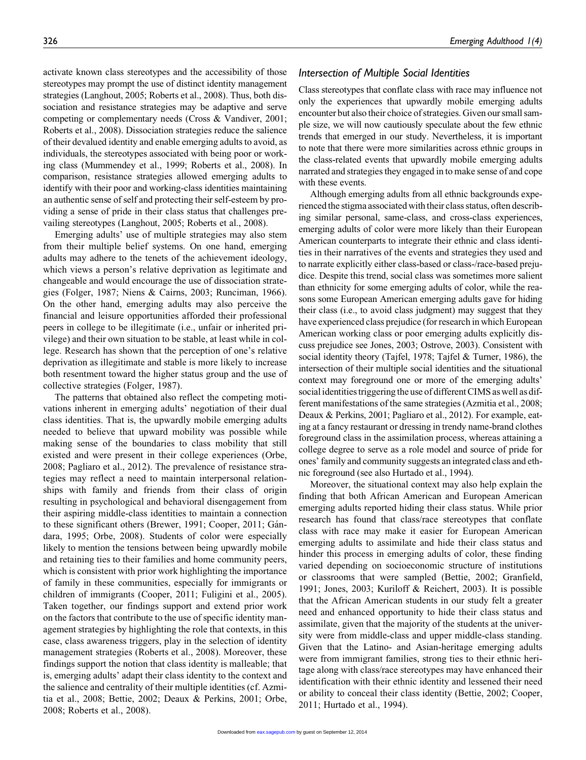activate known class stereotypes and the accessibility of those stereotypes may prompt the use of distinct identity management strategies (Langhout, 2005; Roberts et al., 2008). Thus, both dissociation and resistance strategies may be adaptive and serve competing or complementary needs (Cross & Vandiver, 2001; Roberts et al., 2008). Dissociation strategies reduce the salience of their devalued identity and enable emerging adults to avoid, as individuals, the stereotypes associated with being poor or working class (Mummendey et al., 1999; Roberts et al., 2008). In comparison, resistance strategies allowed emerging adults to identify with their poor and working-class identities maintaining an authentic sense of self and protecting their self-esteem by providing a sense of pride in their class status that challenges prevailing stereotypes (Langhout, 2005; Roberts et al., 2008).

Emerging adults' use of multiple strategies may also stem from their multiple belief systems. On one hand, emerging adults may adhere to the tenets of the achievement ideology, which views a person's relative deprivation as legitimate and changeable and would encourage the use of dissociation strategies (Folger, 1987; Niens & Cairns, 2003; Runciman, 1966). On the other hand, emerging adults may also perceive the financial and leisure opportunities afforded their professional peers in college to be illegitimate (i.e., unfair or inherited privilege) and their own situation to be stable, at least while in college. Research has shown that the perception of one's relative deprivation as illegitimate and stable is more likely to increase both resentment toward the higher status group and the use of collective strategies (Folger, 1987).

The patterns that obtained also reflect the competing motivations inherent in emerging adults' negotiation of their dual class identities. That is, the upwardly mobile emerging adults needed to believe that upward mobility was possible while making sense of the boundaries to class mobility that still existed and were present in their college experiences (Orbe, 2008; Pagliaro et al., 2012). The prevalence of resistance strategies may reflect a need to maintain interpersonal relationships with family and friends from their class of origin resulting in psychological and behavioral disengagement from their aspiring middle-class identities to maintain a connection to these significant others (Brewer, 1991; Cooper, 2011; Gándara, 1995; Orbe, 2008). Students of color were especially likely to mention the tensions between being upwardly mobile and retaining ties to their families and home community peers, which is consistent with prior work highlighting the importance of family in these communities, especially for immigrants or children of immigrants (Cooper, 2011; Fuligini et al., 2005). Taken together, our findings support and extend prior work on the factors that contribute to the use of specific identity management strategies by highlighting the role that contexts, in this case, class awareness triggers, play in the selection of identity management strategies (Roberts et al., 2008). Moreover, these findings support the notion that class identity is malleable; that is, emerging adults' adapt their class identity to the context and the salience and centrality of their multiple identities (cf. Azmitia et al., 2008; Bettie, 2002; Deaux & Perkins, 2001; Orbe, 2008; Roberts et al., 2008).

### Intersection of Multiple Social Identities

Class stereotypes that conflate class with race may influence not only the experiences that upwardly mobile emerging adults encounter but also their choice of strategies. Given our small sample size, we will now cautiously speculate about the few ethnic trends that emerged in our study. Nevertheless, it is important to note that there were more similarities across ethnic groups in the class-related events that upwardly mobile emerging adults narrated and strategies they engaged in to make sense of and cope with these events.

Although emerging adults from all ethnic backgrounds experienced the stigma associated with their class status, often describing similar personal, same-class, and cross-class experiences, emerging adults of color were more likely than their European American counterparts to integrate their ethnic and class identities in their narratives of the events and strategies they used and to narrate explicitly either class-based or class-/race-based prejudice. Despite this trend, social class was sometimes more salient than ethnicity for some emerging adults of color, while the reasons some European American emerging adults gave for hiding their class (i.e., to avoid class judgment) may suggest that they have experienced class prejudice (for research in which European American working class or poor emerging adults explicitly discuss prejudice see Jones, 2003; Ostrove, 2003). Consistent with social identity theory (Tajfel, 1978; Tajfel & Turner, 1986), the intersection of their multiple social identities and the situational context may foreground one or more of the emerging adults' social identities triggering the use of different CIMS as well as different manifestations of the same strategies (Azmitia et al., 2008; Deaux & Perkins, 2001; Pagliaro et al., 2012). For example, eating at a fancy restaurant or dressing in trendy name-brand clothes foreground class in the assimilation process, whereas attaining a college degree to serve as a role model and source of pride for ones' family and community suggests an integrated class and ethnic foreground (see also Hurtado et al., 1994).

Moreover, the situational context may also help explain the finding that both African American and European American emerging adults reported hiding their class status. While prior research has found that class/race stereotypes that conflate class with race may make it easier for European American emerging adults to assimilate and hide their class status and hinder this process in emerging adults of color, these finding varied depending on socioeconomic structure of institutions or classrooms that were sampled (Bettie, 2002; Granfield, 1991; Jones, 2003; Kuriloff & Reichert, 2003). It is possible that the African American students in our study felt a greater need and enhanced opportunity to hide their class status and assimilate, given that the majority of the students at the university were from middle-class and upper middle-class standing. Given that the Latino- and Asian-heritage emerging adults were from immigrant families, strong ties to their ethnic heritage along with class/race stereotypes may have enhanced their identification with their ethnic identity and lessened their need or ability to conceal their class identity (Bettie, 2002; Cooper, 2011; Hurtado et al., 1994).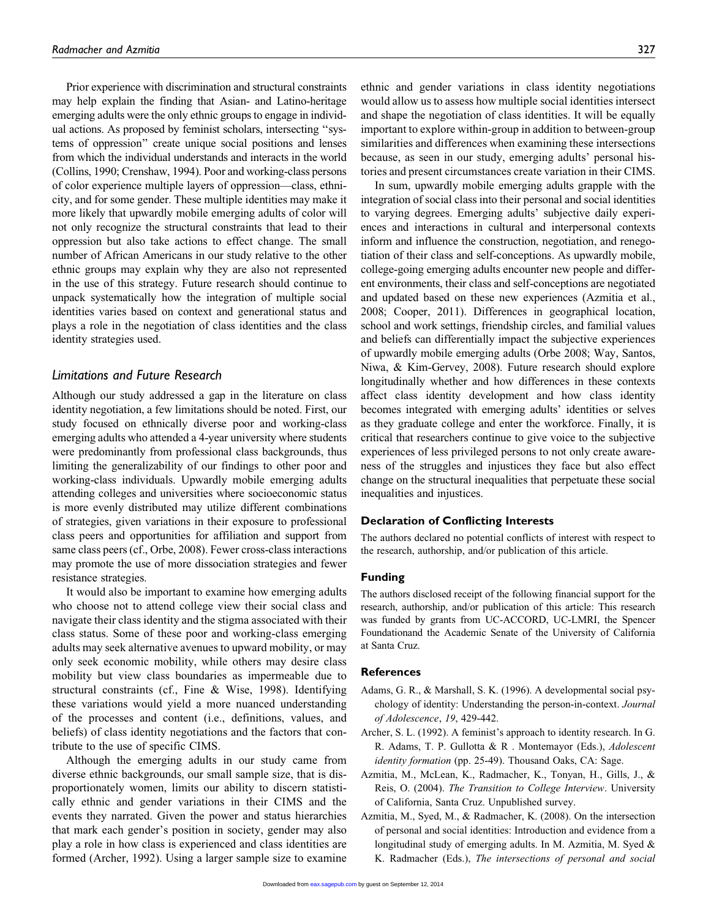Prior experience with discrimination and structural constraints may help explain the finding that Asian- and Latino-heritage emerging adults were the only ethnic groups to engage in individual actions. As proposed by feminist scholars, intersecting ''systems of oppression'' create unique social positions and lenses from which the individual understands and interacts in the world (Collins, 1990; Crenshaw, 1994). Poor and working-class persons of color experience multiple layers of oppression—class, ethnicity, and for some gender. These multiple identities may make it more likely that upwardly mobile emerging adults of color will not only recognize the structural constraints that lead to their oppression but also take actions to effect change. The small number of African Americans in our study relative to the other ethnic groups may explain why they are also not represented in the use of this strategy. Future research should continue to unpack systematically how the integration of multiple social identities varies based on context and generational status and plays a role in the negotiation of class identities and the class identity strategies used.

## Limitations and Future Research

Although our study addressed a gap in the literature on class identity negotiation, a few limitations should be noted. First, our study focused on ethnically diverse poor and working-class emerging adults who attended a 4-year university where students were predominantly from professional class backgrounds, thus limiting the generalizability of our findings to other poor and working-class individuals. Upwardly mobile emerging adults attending colleges and universities where socioeconomic status is more evenly distributed may utilize different combinations of strategies, given variations in their exposure to professional class peers and opportunities for affiliation and support from same class peers (cf., Orbe, 2008). Fewer cross-class interactions may promote the use of more dissociation strategies and fewer resistance strategies.

It would also be important to examine how emerging adults who choose not to attend college view their social class and navigate their class identity and the stigma associated with their class status. Some of these poor and working-class emerging adults may seek alternative avenues to upward mobility, or may only seek economic mobility, while others may desire class mobility but view class boundaries as impermeable due to structural constraints (cf., Fine & Wise, 1998). Identifying these variations would yield a more nuanced understanding of the processes and content (i.e., definitions, values, and beliefs) of class identity negotiations and the factors that contribute to the use of specific CIMS.

Although the emerging adults in our study came from diverse ethnic backgrounds, our small sample size, that is disproportionately women, limits our ability to discern statistically ethnic and gender variations in their CIMS and the events they narrated. Given the power and status hierarchies that mark each gender's position in society, gender may also play a role in how class is experienced and class identities are formed (Archer, 1992). Using a larger sample size to examine ethnic and gender variations in class identity negotiations would allow us to assess how multiple social identities intersect and shape the negotiation of class identities. It will be equally important to explore within-group in addition to between-group similarities and differences when examining these intersections because, as seen in our study, emerging adults' personal histories and present circumstances create variation in their CIMS.

In sum, upwardly mobile emerging adults grapple with the integration of social class into their personal and social identities to varying degrees. Emerging adults' subjective daily experiences and interactions in cultural and interpersonal contexts inform and influence the construction, negotiation, and renegotiation of their class and self-conceptions. As upwardly mobile, college-going emerging adults encounter new people and different environments, their class and self-conceptions are negotiated and updated based on these new experiences (Azmitia et al., 2008; Cooper, 2011). Differences in geographical location, school and work settings, friendship circles, and familial values and beliefs can differentially impact the subjective experiences of upwardly mobile emerging adults (Orbe 2008; Way, Santos, Niwa, & Kim-Gervey, 2008). Future research should explore longitudinally whether and how differences in these contexts affect class identity development and how class identity becomes integrated with emerging adults' identities or selves as they graduate college and enter the workforce. Finally, it is critical that researchers continue to give voice to the subjective experiences of less privileged persons to not only create awareness of the struggles and injustices they face but also effect change on the structural inequalities that perpetuate these social inequalities and injustices.

### Declaration of Conflicting Interests

The authors declared no potential conflicts of interest with respect to the research, authorship, and/or publication of this article.

### Funding

The authors disclosed receipt of the following financial support for the research, authorship, and/or publication of this article: This research was funded by grants from UC-ACCORD, UC-LMRI, the Spencer Foundationand the Academic Senate of the University of California at Santa Cruz.

### References

Adams, G. R., & Marshall, S. K. (1996). A developmental social psychology of identity: Understanding the person-in-context. *Journal of Adolescence*, *19*, 429-442.

Archer, S. L. (1992). A feminist's approach to identity research. In G. R. Adams, T. P. Gullotta & R . Montemayor (Eds.), *Adolescent identity formation* (pp. 25-49). Thousand Oaks, CA: Sage.

Azmitia, M., McLean, K., Radmacher, K., Tonyan, H., Gills, J., & Reis, O. (2004). *The Transition to College Interview*. University of California, Santa Cruz. Unpublished survey.

Azmitia, M., Syed, M., & Radmacher, K. (2008). On the intersection of personal and social identities: Introduction and evidence from a longitudinal study of emerging adults. In M. Azmitia, M. Syed & K. Radmacher (Eds.), *The intersections of personal and social*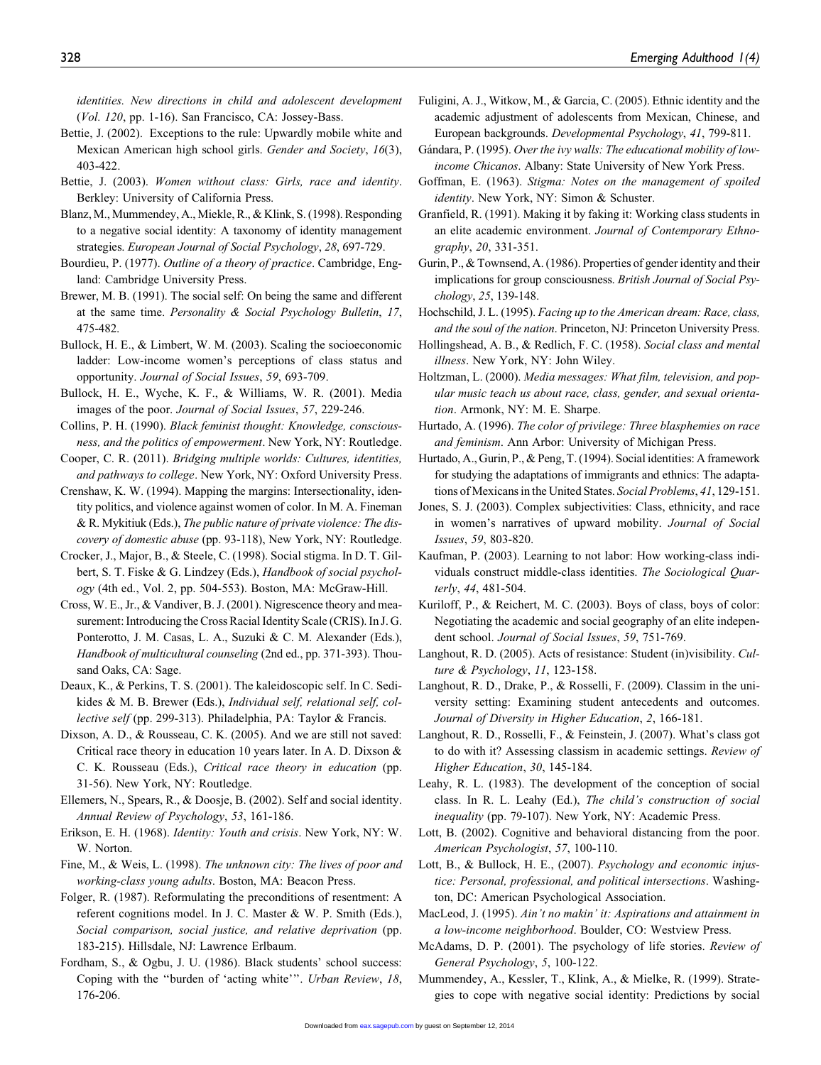*identities. New directions in child and adolescent development* (*Vol. 120*, pp. 1-16). San Francisco, CA: Jossey-Bass.

Bettie, J. (2002). Exceptions to the rule: Upwardly mobile white and Mexican American high school girls. *Gender and Society*, *16*(3), 403-422.

Bettie, J. (2003). *Women without class: Girls, race and identity*. Berkley: University of California Press.

Blanz, M., Mummendey, A., Miekle, R., & Klink, S. (1998). Responding to a negative social identity: A taxonomy of identity management strategies. *European Journal of Social Psychology*, *28*, 697-729.

Bourdieu, P. (1977). *Outline of a theory of practice*. Cambridge, England: Cambridge University Press.

Brewer, M. B. (1991). The social self: On being the same and different at the same time. *Personality & Social Psychology Bulletin*, *17*, 475-482.

Bullock, H. E., & Limbert, W. M. (2003). Scaling the socioeconomic ladder: Low-income women's perceptions of class status and opportunity. *Journal of Social Issues*, *59*, 693-709.

Bullock, H. E., Wyche, K. F., & Williams, W. R. (2001). Media images of the poor. *Journal of Social Issues*, *57*, 229-246.

Collins, P. H. (1990). *Black feminist thought: Knowledge, consciousness, and the politics of empowerment*. New York, NY: Routledge.

Cooper, C. R. (2011). *Bridging multiple worlds: Cultures, identities, and pathways to college*. New York, NY: Oxford University Press.

Crenshaw, K. W. (1994). Mapping the margins: Intersectionality, identity politics, and violence against women of color. In M. A. Fineman & R. Mykitiuk (Eds.), *The public nature of private violence: The discovery of domestic abuse* (pp. 93-118), New York, NY: Routledge.

Crocker, J., Major, B., & Steele, C. (1998). Social stigma. In D. T. Gilbert, S. T. Fiske & G. Lindzey (Eds.), *Handbook of social psychology* (4th ed., Vol. 2, pp. 504-553). Boston, MA: McGraw-Hill.

Cross, W. E., Jr., & Vandiver, B. J. (2001). Nigrescence theory and measurement: Introducing the Cross Racial Identity Scale (CRIS). In J. G. Ponterotto, J. M. Casas, L. A., Suzuki & C. M. Alexander (Eds.), *Handbook of multicultural counseling* (2nd ed., pp. 371-393). Thousand Oaks, CA: Sage.

Deaux, K., & Perkins, T. S. (2001). The kaleidoscopic self. In C. Sedikides & M. B. Brewer (Eds.), *Individual self, relational self, collective self* (pp. 299-313). Philadelphia, PA: Taylor & Francis.

Dixson, A. D., & Rousseau, C. K. (2005). And we are still not saved: Critical race theory in education 10 years later. In A. D. Dixson & C. K. Rousseau (Eds.), *Critical race theory in education* (pp. 31-56). New York, NY: Routledge.

Ellemers, N., Spears, R., & Doosje, B. (2002). Self and social identity. *Annual Review of Psychology*, *53*, 161-186.

Erikson, E. H. (1968). *Identity: Youth and crisis*. New York, NY: W. W. Norton.

Fine, M., & Weis, L. (1998). *The unknown city: The lives of poor and working-class young adults*. Boston, MA: Beacon Press.

Folger, R. (1987). Reformulating the preconditions of resentment: A referent cognitions model. In J. C. Master & W. P. Smith (Eds.), *Social comparison, social justice, and relative deprivation* (pp. 183-215). Hillsdale, NJ: Lawrence Erlbaum.

Fordham, S., & Ogbu, J. U. (1986). Black students' school success: Coping with the "burden of 'acting white'". *Urban Review*, *18*, 176-206.

Fuligini, A. J., Witkow, M., & Garcia, C. (2005). Ethnic identity and the academic adjustment of adolescents from Mexican, Chinese, and European backgrounds. *Developmental Psychology*, *41*, 799-811.

Gándara, P. (1995). *Over the ivy walls: The educational mobility of low-income Chicanos*. Albany: State University of New York Press.

Goffman, E. (1963). *Stigma: Notes on the management of spoiled identity*. New York, NY: Simon & Schuster.

Granfield, R. (1991). Making it by faking it: Working class students in an elite academic environment. *Journal of Contemporary Ethnography*, *20*, 331-351.

Gurin, P., & Townsend, A. (1986). Properties of gender identity and their implications for group consciousness. *British Journal of Social Psychology*, *25*, 139-148.

Hochschild, J. L. (1995). *Facing up to the American dream: Race, class, and the soul of the nation*. Princeton, NJ: Princeton University Press.

Hollingshead, A. B., & Redlich, F. C. (1958). *Social class and mental illness*. New York, NY: John Wiley.

Holtzman, L. (2000). *Media messages: What film, television, and popular music teach us about race, class, gender, and sexual orientation*. Armonk, NY: M. E. Sharpe.

Hurtado, A. (1996). *The color of privilege: Three blasphemies on race and feminism*. Ann Arbor: University of Michigan Press.

Hurtado, A., Gurin, P., & Peng, T. (1994). Social identities: A framework for studying the adaptations of immigrants and ethnics: The adaptations of Mexicans in the United States. *Social Problems*, *41*, 129-151.

Jones, S. J. (2003). Complex subjectivities: Class, ethnicity, and race in women's narratives of upward mobility. *Journal of Social Issues*, *59*, 803-820.

Kaufman, P. (2003). Learning to not labor: How working-class individuals construct middle-class identities. *The Sociological Quarterly*, *44*, 481-504.

Kuriloff, P., & Reichert, M. C. (2003). Boys of class, boys of color: Negotiating the academic and social geography of an elite independent school. *Journal of Social Issues*, *59*, 751-769.

Langhout, R. D. (2005). Acts of resistance: Student (in)visibility. *Culture & Psychology*, *11*, 123-158.

Langhout, R. D., Drake, P., & Rosselli, F. (2009). Classim in the university setting: Examining student antecedents and outcomes. *Journal of Diversity in Higher Education*, *2*, 166-181.

Langhout, R. D., Rosselli, F., & Feinstein, J. (2007). What's class got to do with it? Assessing classism in academic settings. *Review of Higher Education*, *30*, 145-184.

Leahy, R. L. (1983). The development of the conception of social class. In R. L. Leahy (Ed.), *The child's construction of social inequality* (pp. 79-107). New York, NY: Academic Press.

Lott, B. (2002). Cognitive and behavioral distancing from the poor. *American Psychologist*, *57*, 100-110.

Lott, B., & Bullock, H. E., (2007). *Psychology and economic injustice: Personal, professional, and political intersections*. Washington, DC: American Psychological Association.

MacLeod, J. (1995). *Ain't no makin' it: Aspirations and attainment in a low-income neighborhood*. Boulder, CO: Westview Press.

McAdams, D. P. (2001). The psychology of life stories. *Review of General Psychology*, *5*, 100-122.

Mummendey, A., Kessler, T., Klink, A., & Mielke, R. (1999). Strategies to cope with negative social identity: Predictions by social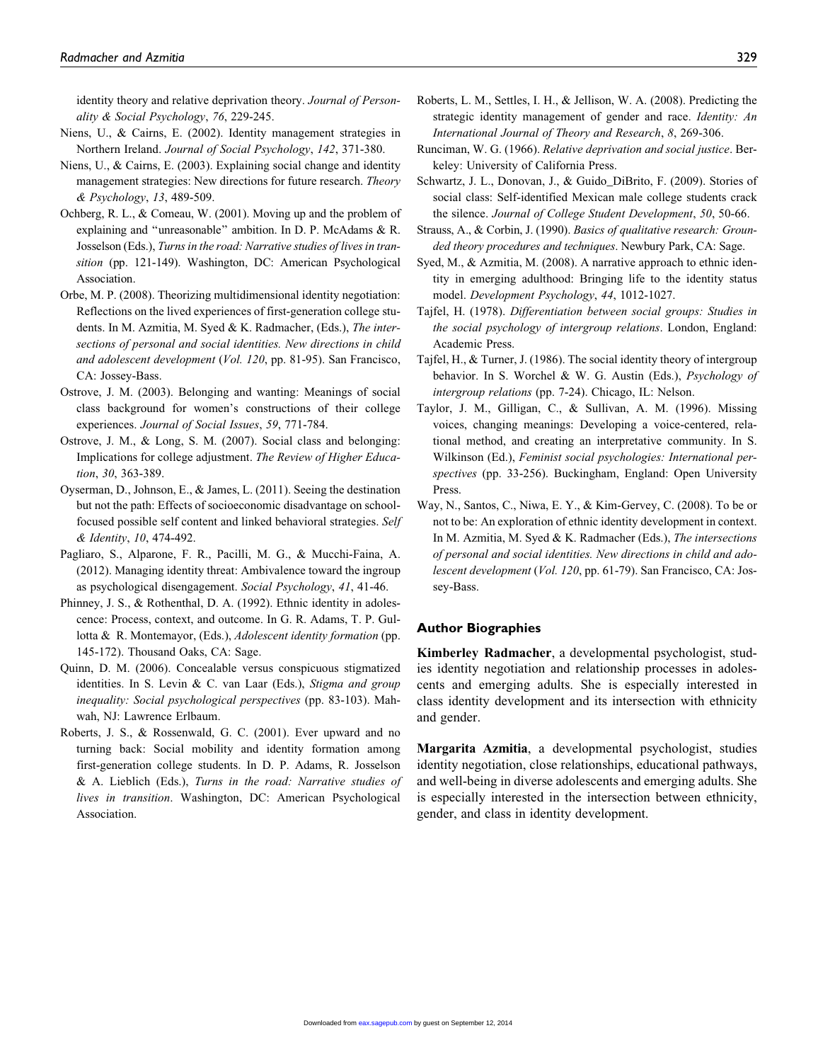identity theory and relative deprivation theory. *Journal of Personality & Social Psychology*, *76*, 229-245.

Niens, U., & Cairns, E. (2002). Identity management strategies in Northern Ireland. *Journal of Social Psychology*, *142*, 371-380.

Niens, U., & Cairns, E. (2003). Explaining social change and identity management strategies: New directions for future research. *Theory & Psychology*, *13*, 489-509.

Ochberg, R. L., & Comeau, W. (2001). Moving up and the problem of explaining and "unreasonable" ambition. In D. P. McAdams & R. Josselson (Eds.), *Turns in the road: Narrative studies of lives in transition* (pp. 121-149). Washington, DC: American Psychological Association.

Orbe, M. P. (2008). Theorizing multidimensional identity negotiation: Reflections on the lived experiences of first-generation college students. In M. Azmitia, M. Syed & K. Radmacher, (Eds.), *The intersections of personal and social identities. New directions in child and adolescent development* (*Vol. 120*, pp. 81-95). San Francisco, CA: Jossey-Bass.

Ostrove, J. M. (2003). Belonging and wanting: Meanings of social class background for women's constructions of their college experiences. *Journal of Social Issues*, *59*, 771-784.

Ostrove, J. M., & Long, S. M. (2007). Social class and belonging: Implications for college adjustment. *The Review of Higher Education*, *30*, 363-389.

Oyserman, D., Johnson, E., & James, L. (2011). Seeing the destination but not the path: Effects of socioeconomic disadvantage on school-focused possible self content and linked behavioral strategies. *Self & Identity*, *10*, 474-492.

Pagliaro, S., Alparone, F. R., Pacilli, M. G., & Mucchi-Faina, A. (2012). Managing identity threat: Ambivalence toward the ingroup as psychological disengagement. *Social Psychology*, *41*, 41-46.

Phinney, J. S., & Rothenthal, D. A. (1992). Ethnic identity in adolescence: Process, context, and outcome. In G. R. Adams, T. P. Gullotta & R. Montemayor, (Eds.), *Adolescent identity formation* (pp. 145-172). Thousand Oaks, CA: Sage.

Quinn, D. M. (2006). Concealable versus conspicuous stigmatized identities. In S. Levin & C. van Laar (Eds.), *Stigma and group inequality: Social psychological perspectives* (pp. 83-103). Mahwah, NJ: Lawrence Erlbaum.

Roberts, J. S., & Rossenwald, G. C. (2001). Ever upward and no turning back: Social mobility and identity formation among first-generation college students. In D. P. Adams, R. Josselson & A. Lieblich (Eds.), *Turns in the road: Narrative studies of lives in transition*. Washington, DC: American Psychological Association.

Roberts, L. M., Settles, I. H., & Jellison, W. A. (2008). Predicting the strategic identity management of gender and race. *Identity: An International Journal of Theory and Research*, *8*, 269-306.

Runciman, W. G. (1966). *Relative deprivation and social justice*. Berkeley: University of California Press.

Schwartz, J. L., Donovan, J., & Guido_DiBrito, F. (2009). Stories of social class: Self-identified Mexican male college students crack the silence. *Journal of College Student Development*, *50*, 50-66.

Strauss, A., & Corbin, J. (1990). *Basics of qualitative research: Grounded theory procedures and techniques*. Newbury Park, CA: Sage.

Syed, M., & Azmitia, M. (2008). A narrative approach to ethnic identity in emerging adulthood: Bringing life to the identity status model. *Development Psychology*, *44*, 1012-1027.

Tajfel, H. (1978). *Differentiation between social groups: Studies in the social psychology of intergroup relations*. London, England: Academic Press.

Tajfel, H., & Turner, J. (1986). The social identity theory of intergroup behavior. In S. Worchel & W. G. Austin (Eds.), *Psychology of intergroup relations* (pp. 7-24). Chicago, IL: Nelson.

Taylor, J. M., Gilligan, C., & Sullivan, A. M. (1996). Missing voices, changing meanings: Developing a voice-centered, relational method, and creating an interpretative community. In S. Wilkinson (Ed.), *Feminist social psychologies: International perspectives* (pp. 33-256). Buckingham, England: Open University Press.

Way, N., Santos, C., Niwa, E. Y., & Kim-Gervey, C. (2008). To be or not to be: An exploration of ethnic identity development in context. In M. Azmitia, M. Syed & K. Radmacher (Eds.), *The intersections of personal and social identities. New directions in child and adolescent development* (*Vol. 120*, pp. 61-79). San Francisco, CA: Jossey-Bass.

## Author Biographies

**Kimberley Radmacher**, a developmental psychologist, studies identity negotiation and relationship processes in adolescents and emerging adults. She is especially interested in class identity development and its intersection with ethnicity and gender.

**Margarita Azmitia**, a developmental psychologist, studies identity negotiation, close relationships, educational pathways, and well-being in diverse adolescents and emerging adults. She is especially interested in the intersection between ethnicity, gender, and class in identity development.